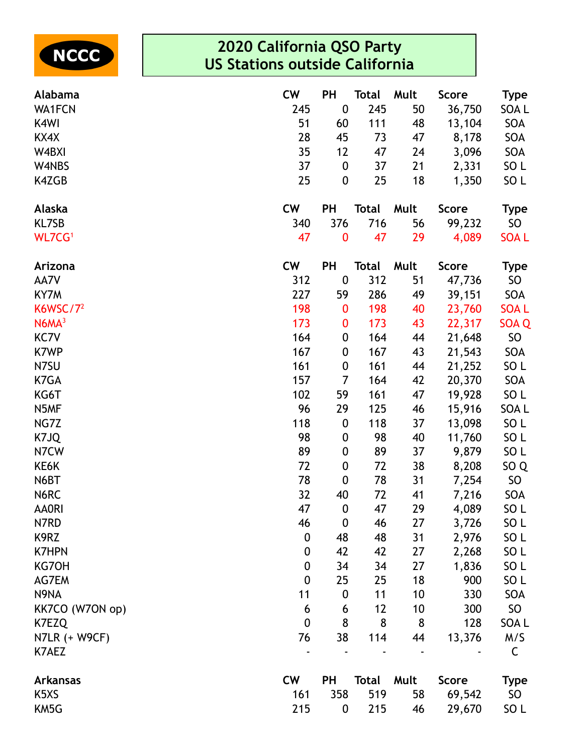NCCC

# 2020 California QSO Party
## US Stations outside California

| Alabama | CW | PH | Total | Mult | Score | Type |
|---|---|---|---|---|---|---|
| WA1FCN | 245 | 0 | 245 | 50 | 36,750 | SOA L |
| K4WI | 51 | 60 | 111 | 48 | 13,104 | SOA |
| KX4X | 28 | 45 | 73 | 47 | 8,178 | SOA |
| W4BXI | 35 | 12 | 47 | 24 | 3,096 | SOA |
| W4NBS | 37 | 0 | 37 | 21 | 2,331 | SO L |
| K4ZGB | 25 | 0 | 25 | 18 | 1,350 | SO L |

| Alaska | CW | PH | Total | Mult | Score | Type |
|---|---|---|---|---|---|---|
| KL7SB | 340 | 376 | 716 | 56 | 99,232 | SO |
| WL7CG[1] | 47 | 0 | 47 | 29 | 4,089 | SOA L |

| Arizona | CW | PH | Total | Mult | Score | Type |
|---|---|---|---|---|---|---|
| AA7V | 312 | 0 | 312 | 51 | 47,736 | SO |
| KY7M | 227 | 59 | 286 | 49 | 39,151 | SOA |
| K6WSC/7[2] | 198 | 0 | 198 | 40 | 23,760 | SOA L |
| N6MA[3] | 173 | 0 | 173 | 43 | 22,317 | SOA Q |
| KC7V | 164 | 0 | 164 | 44 | 21,648 | SO |
| K7WP | 167 | 0 | 167 | 43 | 21,543 | SOA |
| N7SU | 161 | 0 | 161 | 44 | 21,252 | SO L |
| K7GA | 157 | 7 | 164 | 42 | 20,370 | SOA |
| KG6T | 102 | 59 | 161 | 47 | 19,928 | SO L |
| N5MF | 96 | 29 | 125 | 46 | 15,916 | SOA L |
| NG7Z | 118 | 0 | 118 | 37 | 13,098 | SO L |
| K7JQ | 98 | 0 | 98 | 40 | 11,760 | SO L |
| N7CW | 89 | 0 | 89 | 37 | 9,879 | SO L |
| KE6K | 72 | 0 | 72 | 38 | 8,208 | SO Q |
| N6BT | 78 | 0 | 78 | 31 | 7,254 | SO |
| N6RC | 32 | 40 | 72 | 41 | 7,216 | SOA |
| AA0RI | 47 | 0 | 47 | 29 | 4,089 | SO L |
| N7RD | 46 | 0 | 46 | 27 | 3,726 | SO L |
| K9RZ | 0 | 48 | 48 | 31 | 2,976 | SO L |
| K7HPN | 0 | 42 | 42 | 27 | 2,268 | SO L |
| KG7OH | 0 | 34 | 34 | 27 | 1,836 | SO L |
| AG7EM | 0 | 25 | 25 | 18 | 900 | SO L |
| N9NA | 11 | 0 | 11 | 10 | 330 | SOA |
| KK7CO (W7ON op) | 6 | 6 | 12 | 10 | 300 | SO |
| K7EZQ | 0 | 8 | 8 | 8 | 128 | SOA L |
| N7LR (+ W9CF) | 76 | 38 | 114 | 44 | 13,376 | M/S |
| K7AEZ | - | - | - | - | - | C |

| Arkansas | CW | PH | Total | Mult | Score | Type |
|---|---|---|---|---|---|---|
| K5XS | 161 | 358 | 519 | 58 | 69,542 | SO |
| KM5G | 215 | 0 | 215 | 46 | 29,670 | SO L |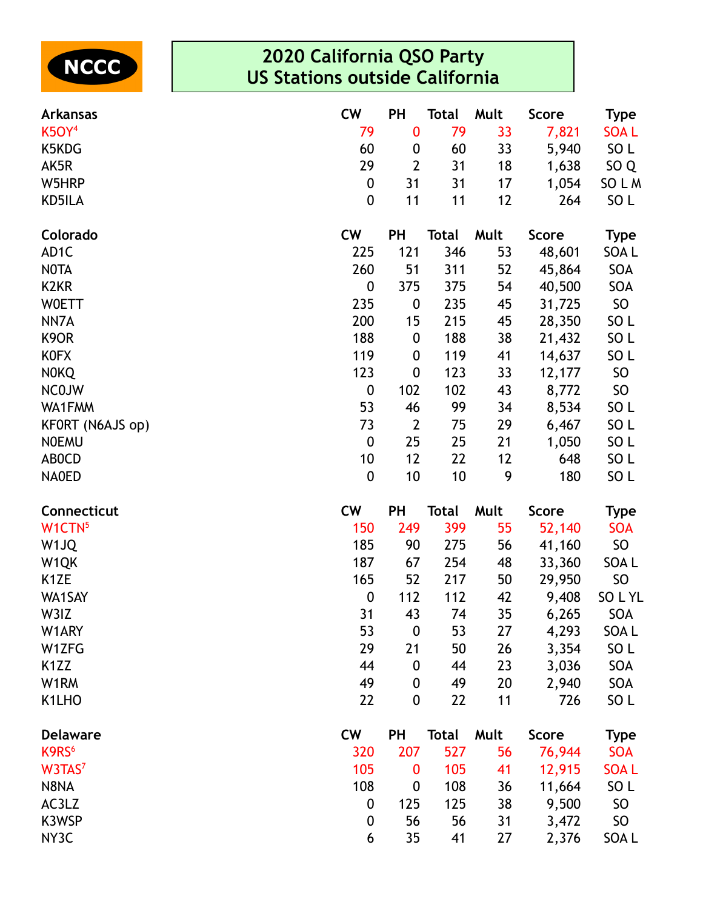NCCC

# 2020 California QSO Party
# US Stations outside California

| Arkansas | CW | PH | Total | Mult | Score | Type |
|---|---|---|---|---|---|---|
| K5OY[4] | 79 | 0 | 79 | 33 | 7,821 | SOA L |
| K5KDG | 60 | 0 | 60 | 33 | 5,940 | SO L |
| AK5R | 29 | 2 | 31 | 18 | 1,638 | SO Q |
| W5HRP | 0 | 31 | 31 | 17 | 1,054 | SO L M |
| KD5ILA | 0 | 11 | 11 | 12 | 264 | SO L |

| Colorado | CW | PH | Total | Mult | Score | Type |
|---|---|---|---|---|---|---|
| AD1C | 225 | 121 | 346 | 53 | 48,601 | SOA L |
| N0TA | 260 | 51 | 311 | 52 | 45,864 | SOA |
| K2KR | 0 | 375 | 375 | 54 | 40,500 | SOA |
| W0ETT | 235 | 0 | 235 | 45 | 31,725 | SO |
| NN7A | 200 | 15 | 215 | 45 | 28,350 | SO L |
| K9OR | 188 | 0 | 188 | 38 | 21,432 | SO L |
| K0FX | 119 | 0 | 119 | 41 | 14,637 | SO L |
| N0KQ | 123 | 0 | 123 | 33 | 12,177 | SO |
| NC0JW | 0 | 102 | 102 | 43 | 8,772 | SO |
| WA1FMM | 53 | 46 | 99 | 34 | 8,534 | SO L |
| KF0RT (N6AJS op) | 73 | 2 | 75 | 29 | 6,467 | SO L |
| N0EMU | 0 | 25 | 25 | 21 | 1,050 | SO L |
| AB0CD | 10 | 12 | 22 | 12 | 648 | SO L |
| NA0ED | 0 | 10 | 10 | 9 | 180 | SO L |

| Connecticut | CW | PH | Total | Mult | Score | Type |
|---|---|---|---|---|---|---|
| W1CTN[5] | 150 | 249 | 399 | 55 | 52,140 | SOA |
| W1JQ | 185 | 90 | 275 | 56 | 41,160 | SO |
| W1QK | 187 | 67 | 254 | 48 | 33,360 | SOA L |
| K1ZE | 165 | 52 | 217 | 50 | 29,950 | SO |
| WA1SAY | 0 | 112 | 112 | 42 | 9,408 | SO L YL |
| W3IZ | 31 | 43 | 74 | 35 | 6,265 | SOA |
| W1ARY | 53 | 0 | 53 | 27 | 4,293 | SOA L |
| W1ZFG | 29 | 21 | 50 | 26 | 3,354 | SO L |
| K1ZZ | 44 | 0 | 44 | 23 | 3,036 | SOA |
| W1RM | 49 | 0 | 49 | 20 | 2,940 | SOA |
| K1LHO | 22 | 0 | 22 | 11 | 726 | SO L |

| Delaware | CW | PH | Total | Mult | Score | Type |
|---|---|---|---|---|---|---|
| K9RS[6] | 320 | 207 | 527 | 56 | 76,944 | SOA |
| W3TAS[7] | 105 | 0 | 105 | 41 | 12,915 | SOA L |
| N8NA | 108 | 0 | 108 | 36 | 11,664 | SO L |
| AC3LZ | 0 | 125 | 125 | 38 | 9,500 | SO |
| K3WSP | 0 | 56 | 56 | 31 | 3,472 | SO |
| NY3C | 6 | 35 | 41 | 27 | 2,376 | SOA L |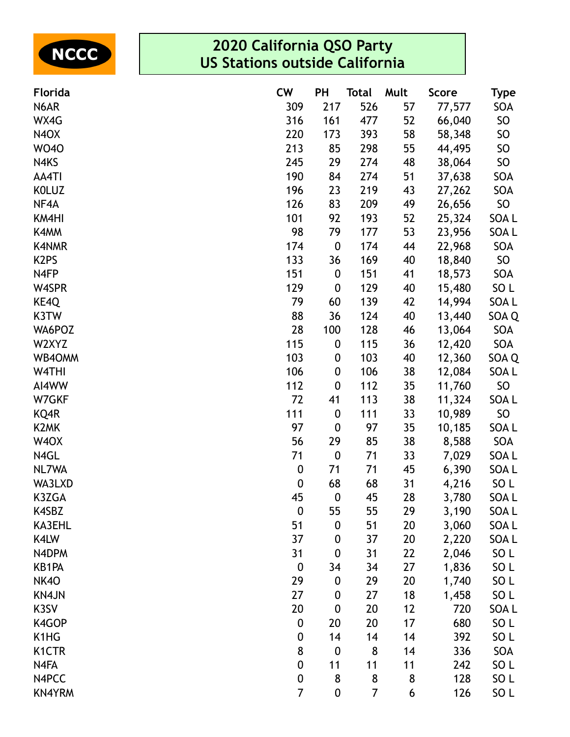NCCC

# 2020 California QSO Party
## US Stations outside California

| Florida | CW | PH | Total | Mult | Score | Type |
|---|---|---|---|---|---|---|
| N6AR | 309 | 217 | 526 | 57 | 77,577 | SOA |
| WX4G | 316 | 161 | 477 | 52 | 66,040 | SO |
| N4OX | 220 | 173 | 393 | 58 | 58,348 | SO |
| WO4O | 213 | 85 | 298 | 55 | 44,495 | SO |
| N4KS | 245 | 29 | 274 | 48 | 38,064 | SO |
| AA4TI | 190 | 84 | 274 | 51 | 37,638 | SOA |
| K0LUZ | 196 | 23 | 219 | 43 | 27,262 | SOA |
| NF4A | 126 | 83 | 209 | 49 | 26,656 | SO |
| KM4HI | 101 | 92 | 193 | 52 | 25,324 | SOA L |
| K4MM | 98 | 79 | 177 | 53 | 23,956 | SOA L |
| K4NMR | 174 | 0 | 174 | 44 | 22,968 | SOA |
| K2PS | 133 | 36 | 169 | 40 | 18,840 | SO |
| N4FP | 151 | 0 | 151 | 41 | 18,573 | SOA |
| W4SPR | 129 | 0 | 129 | 40 | 15,480 | SO L |
| KE4Q | 79 | 60 | 139 | 42 | 14,994 | SOA L |
| K3TW | 88 | 36 | 124 | 40 | 13,440 | SOA Q |
| WA6POZ | 28 | 100 | 128 | 46 | 13,064 | SOA |
| W2XYZ | 115 | 0 | 115 | 36 | 12,420 | SOA |
| WB4OMM | 103 | 0 | 103 | 40 | 12,360 | SOA Q |
| W4THI | 106 | 0 | 106 | 38 | 12,084 | SOA L |
| AI4WW | 112 | 0 | 112 | 35 | 11,760 | SO |
| W7GKF | 72 | 41 | 113 | 38 | 11,324 | SOA L |
| KQ4R | 111 | 0 | 111 | 33 | 10,989 | SO |
| K2MK | 97 | 0 | 97 | 35 | 10,185 | SOA L |
| W4OX | 56 | 29 | 85 | 38 | 8,588 | SOA |
| N4GL | 71 | 0 | 71 | 33 | 7,029 | SOA L |
| NL7WA | 0 | 71 | 71 | 45 | 6,390 | SOA L |
| WA3LXD | 0 | 68 | 68 | 31 | 4,216 | SO L |
| K3ZGA | 45 | 0 | 45 | 28 | 3,780 | SOA L |
| K4SBZ | 0 | 55 | 55 | 29 | 3,190 | SOA L |
| KA3EHL | 51 | 0 | 51 | 20 | 3,060 | SOA L |
| K4LW | 37 | 0 | 37 | 20 | 2,220 | SOA L |
| N4DPM | 31 | 0 | 31 | 22 | 2,046 | SO L |
| KB1PA | 0 | 34 | 34 | 27 | 1,836 | SO L |
| NK4O | 29 | 0 | 29 | 20 | 1,740 | SO L |
| KN4JN | 27 | 0 | 27 | 18 | 1,458 | SO L |
| K3SV | 20 | 0 | 20 | 12 | 720 | SOA L |
| K4GOP | 0 | 20 | 20 | 17 | 680 | SO L |
| K1HG | 0 | 14 | 14 | 14 | 392 | SO L |
| K1CTR | 8 | 0 | 8 | 14 | 336 | SOA |
| N4FA | 0 | 11 | 11 | 11 | 242 | SO L |
| N4PCC | 0 | 8 | 8 | 8 | 128 | SO L |
| KN4YRM | 7 | 0 | 7 | 6 | 126 | SO L |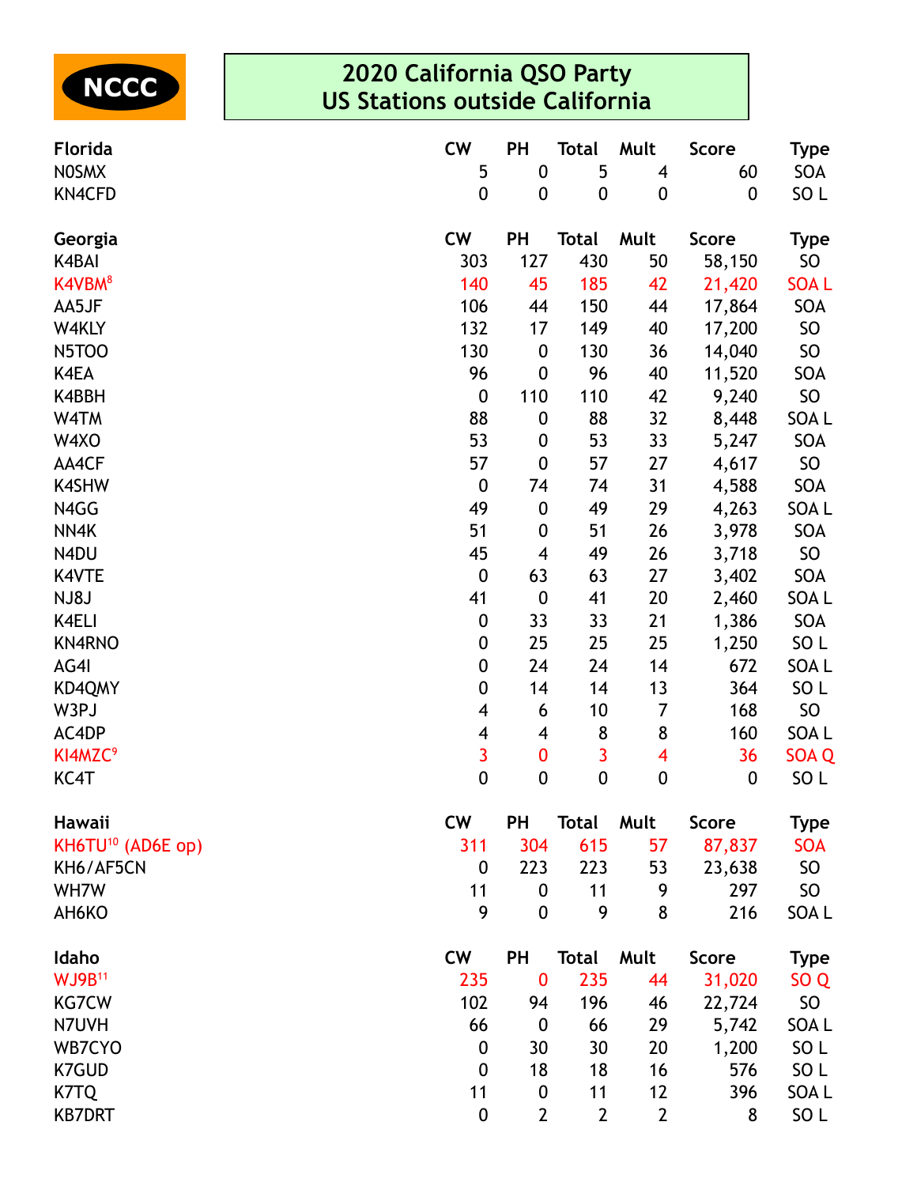NCCC

# 2020 California QSO Party
## US Stations outside California

| Florida | CW | PH | Total | Mult | Score | Type |
|---|---|---|---|---|---|---|
| N0SMX | 5 | 0 | 5 | 4 | 60 | SOA |
| KN4CFD | 0 | 0 | 0 | 0 | 0 | SO L |

| Georgia | CW | PH | Total | Mult | Score | Type |
|---|---|---|---|---|---|---|
| K4BAI | 303 | 127 | 430 | 50 | 58,150 | SO |
| K4VBM[8] | 140 | 45 | 185 | 42 | 21,420 | SOA L |
| AA5JF | 106 | 44 | 150 | 44 | 17,864 | SOA |
| W4KLY | 132 | 17 | 149 | 40 | 17,200 | SO |
| N5TOO | 130 | 0 | 130 | 36 | 14,040 | SO |
| K4EA | 96 | 0 | 96 | 40 | 11,520 | SOA |
| K4BBH | 0 | 110 | 110 | 42 | 9,240 | SO |
| W4TM | 88 | 0 | 88 | 32 | 8,448 | SOA L |
| W4XO | 53 | 0 | 53 | 33 | 5,247 | SOA |
| AA4CF | 57 | 0 | 57 | 27 | 4,617 | SO |
| K4SHW | 0 | 74 | 74 | 31 | 4,588 | SOA |
| N4GG | 49 | 0 | 49 | 29 | 4,263 | SOA L |
| NN4K | 51 | 0 | 51 | 26 | 3,978 | SOA |
| N4DU | 45 | 4 | 49 | 26 | 3,718 | SO |
| K4VTE | 0 | 63 | 63 | 27 | 3,402 | SOA |
| NJ8J | 41 | 0 | 41 | 20 | 2,460 | SOA L |
| K4ELI | 0 | 33 | 33 | 21 | 1,386 | SOA |
| KN4RNO | 0 | 25 | 25 | 25 | 1,250 | SO L |
| AG4I | 0 | 24 | 24 | 14 | 672 | SOA L |
| KD4QMY | 0 | 14 | 14 | 13 | 364 | SO L |
| W3PJ | 4 | 6 | 10 | 7 | 168 | SO |
| AC4DP | 4 | 4 | 8 | 8 | 160 | SOA L |
| KI4MZC[9] | 3 | 0 | 3 | 4 | 36 | SOA Q |
| KC4T | 0 | 0 | 0 | 0 | 0 | SO L |

| Hawaii | CW | PH | Total | Mult | Score | Type |
|---|---|---|---|---|---|---|
| KH6TU[10] (AD6E op) | 311 | 304 | 615 | 57 | 87,837 | SOA |
| KH6/AF5CN | 0 | 223 | 223 | 53 | 23,638 | SO |
| WH7W | 11 | 0 | 11 | 9 | 297 | SO |
| AH6KO | 9 | 0 | 9 | 8 | 216 | SOA L |

| Idaho | CW | PH | Total | Mult | Score | Type |
|---|---|---|---|---|---|---|
| WJ9B[11] | 235 | 0 | 235 | 44 | 31,020 | SO Q |
| KG7CW | 102 | 94 | 196 | 46 | 22,724 | SO |
| N7UVH | 66 | 0 | 66 | 29 | 5,742 | SOA L |
| WB7CYO | 0 | 30 | 30 | 20 | 1,200 | SO L |
| K7GUD | 0 | 18 | 18 | 16 | 576 | SO L |
| K7TQ | 11 | 0 | 11 | 12 | 396 | SOA L |
| KB7DRT | 0 | 2 | 2 | 2 | 8 | SO L |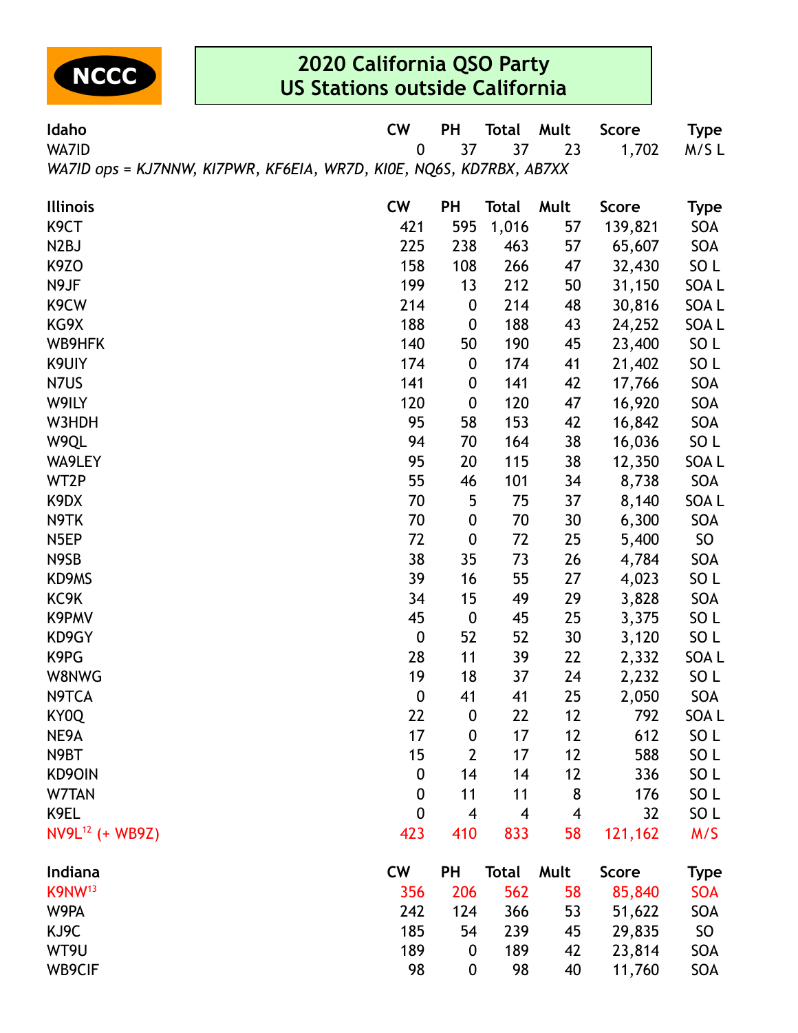NCCC

# 2020 California QSO Party
## US Stations outside California

| Idaho | CW | PH | Total | Mult | Score | Type |
|---|---|---|---|---|---|---|
| WA7ID | 0 | 37 | 37 | 23 | 1,702 | M/S L |

*WA7ID ops = KJ7NNW, KI7PWR, KF6EIA, WR7D, KI0E, NQ6S, KD7RBX, AB7XX*

| Illinois | CW | PH | Total | Mult | Score | Type |
|---|---|---|---|---|---|---|
| K9CT | 421 | 595 | 1,016 | 57 | 139,821 | SOA |
| N2BJ | 225 | 238 | 463 | 57 | 65,607 | SOA |
| K9ZO | 158 | 108 | 266 | 47 | 32,430 | SO L |
| N9JF | 199 | 13 | 212 | 50 | 31,150 | SOA L |
| K9CW | 214 | 0 | 214 | 48 | 30,816 | SOA L |
| KG9X | 188 | 0 | 188 | 43 | 24,252 | SOA L |
| WB9HFK | 140 | 50 | 190 | 45 | 23,400 | SO L |
| K9UIY | 174 | 0 | 174 | 41 | 21,402 | SO L |
| N7US | 141 | 0 | 141 | 42 | 17,766 | SOA |
| W9ILY | 120 | 0 | 120 | 47 | 16,920 | SOA |
| W3HDH | 95 | 58 | 153 | 42 | 16,842 | SOA |
| W9QL | 94 | 70 | 164 | 38 | 16,036 | SO L |
| WA9LEY | 95 | 20 | 115 | 38 | 12,350 | SOA L |
| WT2P | 55 | 46 | 101 | 34 | 8,738 | SOA |
| K9DX | 70 | 5 | 75 | 37 | 8,140 | SOA L |
| N9TK | 70 | 0 | 70 | 30 | 6,300 | SOA |
| N5EP | 72 | 0 | 72 | 25 | 5,400 | SO |
| N9SB | 38 | 35 | 73 | 26 | 4,784 | SOA |
| KD9MS | 39 | 16 | 55 | 27 | 4,023 | SO L |
| KC9K | 34 | 15 | 49 | 29 | 3,828 | SOA |
| K9PMV | 45 | 0 | 45 | 25 | 3,375 | SO L |
| KD9GY | 0 | 52 | 52 | 30 | 3,120 | SO L |
| K9PG | 28 | 11 | 39 | 22 | 2,332 | SOA L |
| W8NWG | 19 | 18 | 37 | 24 | 2,232 | SO L |
| N9TCA | 0 | 41 | 41 | 25 | 2,050 | SOA |
| KY0Q | 22 | 0 | 22 | 12 | 792 | SOA L |
| NE9A | 17 | 0 | 17 | 12 | 612 | SO L |
| N9BT | 15 | 2 | 17 | 12 | 588 | SO L |
| KD9OIN | 0 | 14 | 14 | 12 | 336 | SO L |
| W7TAN | 0 | 11 | 11 | 8 | 176 | SO L |
| K9EL | 0 | 4 | 4 | 4 | 32 | SO L |
| NV9L[12] (+ WB9Z) | 423 | 410 | 833 | 58 | 121,162 | M/S |

| Indiana | CW | PH | Total | Mult | Score | Type |
|---|---|---|---|---|---|---|
| K9NW[13] | 356 | 206 | 562 | 58 | 85,840 | SOA |
| W9PA | 242 | 124 | 366 | 53 | 51,622 | SOA |
| KJ9C | 185 | 54 | 239 | 45 | 29,835 | SO |
| WT9U | 189 | 0 | 189 | 42 | 23,814 | SOA |
| WB9CIF | 98 | 0 | 98 | 40 | 11,760 | SOA |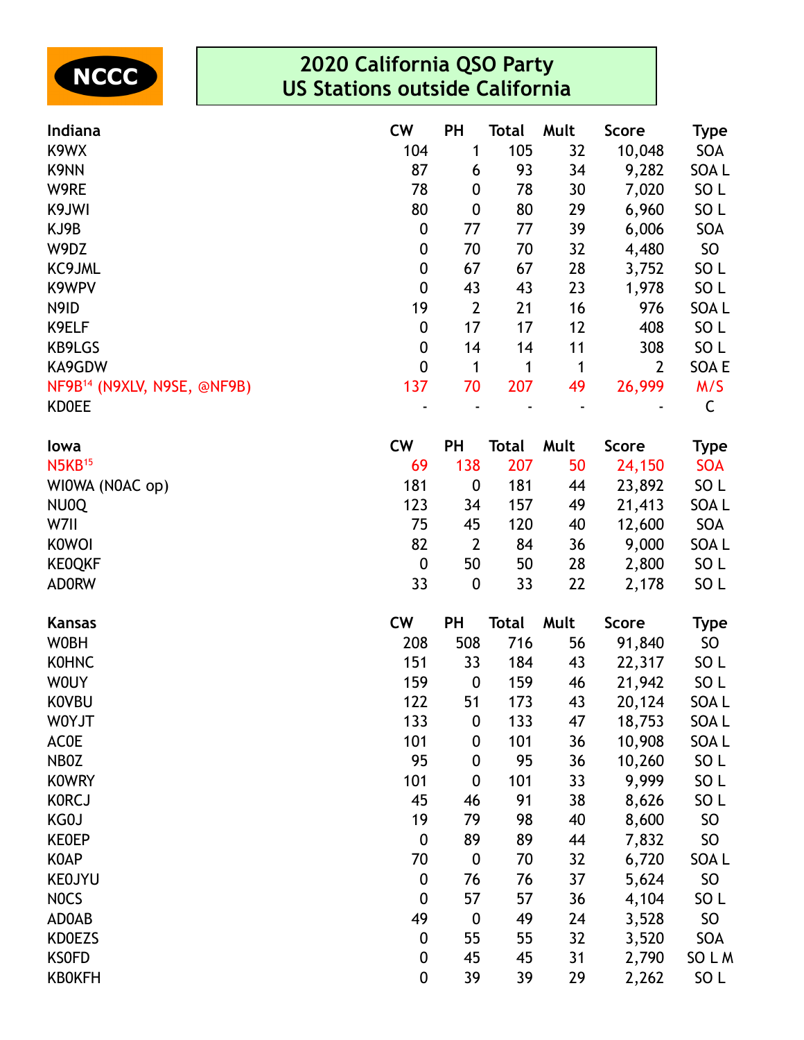NCCC

# 2020 California QSO Party
# US Stations outside California

| Indiana | CW | PH | Total | Mult | Score | Type |
|---|---|---|---|---|---|---|
| K9WX | 104 | 1 | 105 | 32 | 10,048 | SOA |
| K9NN | 87 | 6 | 93 | 34 | 9,282 | SOA L |
| W9RE | 78 | 0 | 78 | 30 | 7,020 | SO L |
| K9JWI | 80 | 0 | 80 | 29 | 6,960 | SO L |
| KJ9B | 0 | 77 | 77 | 39 | 6,006 | SOA |
| W9DZ | 0 | 70 | 70 | 32 | 4,480 | SO |
| KC9JML | 0 | 67 | 67 | 28 | 3,752 | SO L |
| K9WPV | 0 | 43 | 43 | 23 | 1,978 | SO L |
| N9ID | 19 | 2 | 21 | 16 | 976 | SOA L |
| K9ELF | 0 | 17 | 17 | 12 | 408 | SO L |
| KB9LGS | 0 | 14 | 14 | 11 | 308 | SO L |
| KA9GDW | 0 | 1 | 1 | 1 | 2 | SOA E |
| NF9B[14] (N9XLV, N9SE, @NF9B) | 137 | 70 | 207 | 49 | 26,999 | M/S |
| KD0EE | - | - | - | - | - | C |

| Iowa | CW | PH | Total | Mult | Score | Type |
|---|---|---|---|---|---|---|
| N5KB[15] | 69 | 138 | 207 | 50 | 24,150 | SOA |
| WI0WA (N0AC op) | 181 | 0 | 181 | 44 | 23,892 | SO L |
| NU0Q | 123 | 34 | 157 | 49 | 21,413 | SOA L |
| W7II | 75 | 45 | 120 | 40 | 12,600 | SOA |
| K0WOI | 82 | 2 | 84 | 36 | 9,000 | SOA L |
| KE0QKF | 0 | 50 | 50 | 28 | 2,800 | SO L |
| AD0RW | 33 | 0 | 33 | 22 | 2,178 | SO L |

| Kansas | CW | PH | Total | Mult | Score | Type |
|---|---|---|---|---|---|---|
| W0BH | 208 | 508 | 716 | 56 | 91,840 | SO |
| K0HNC | 151 | 33 | 184 | 43 | 22,317 | SO L |
| W0UY | 159 | 0 | 159 | 46 | 21,942 | SO L |
| K0VBU | 122 | 51 | 173 | 43 | 20,124 | SOA L |
| W0YJT | 133 | 0 | 133 | 47 | 18,753 | SOA L |
| AC0E | 101 | 0 | 101 | 36 | 10,908 | SOA L |
| NB0Z | 95 | 0 | 95 | 36 | 10,260 | SO L |
| K0WRY | 101 | 0 | 101 | 33 | 9,999 | SO L |
| K0RCJ | 45 | 46 | 91 | 38 | 8,626 | SO L |
| KG0J | 19 | 79 | 98 | 40 | 8,600 | SO |
| KE0EP | 0 | 89 | 89 | 44 | 7,832 | SO |
| K0AP | 70 | 0 | 70 | 32 | 6,720 | SOA L |
| KE0JYU | 0 | 76 | 76 | 37 | 5,624 | SO |
| N0CS | 0 | 57 | 57 | 36 | 4,104 | SO L |
| AD0AB | 49 | 0 | 49 | 24 | 3,528 | SO |
| KD0EZS | 0 | 55 | 55 | 32 | 3,520 | SOA |
| KS0FD | 0 | 45 | 45 | 31 | 2,790 | SO L M |
| KB0KFH | 0 | 39 | 39 | 29 | 2,262 | SO L |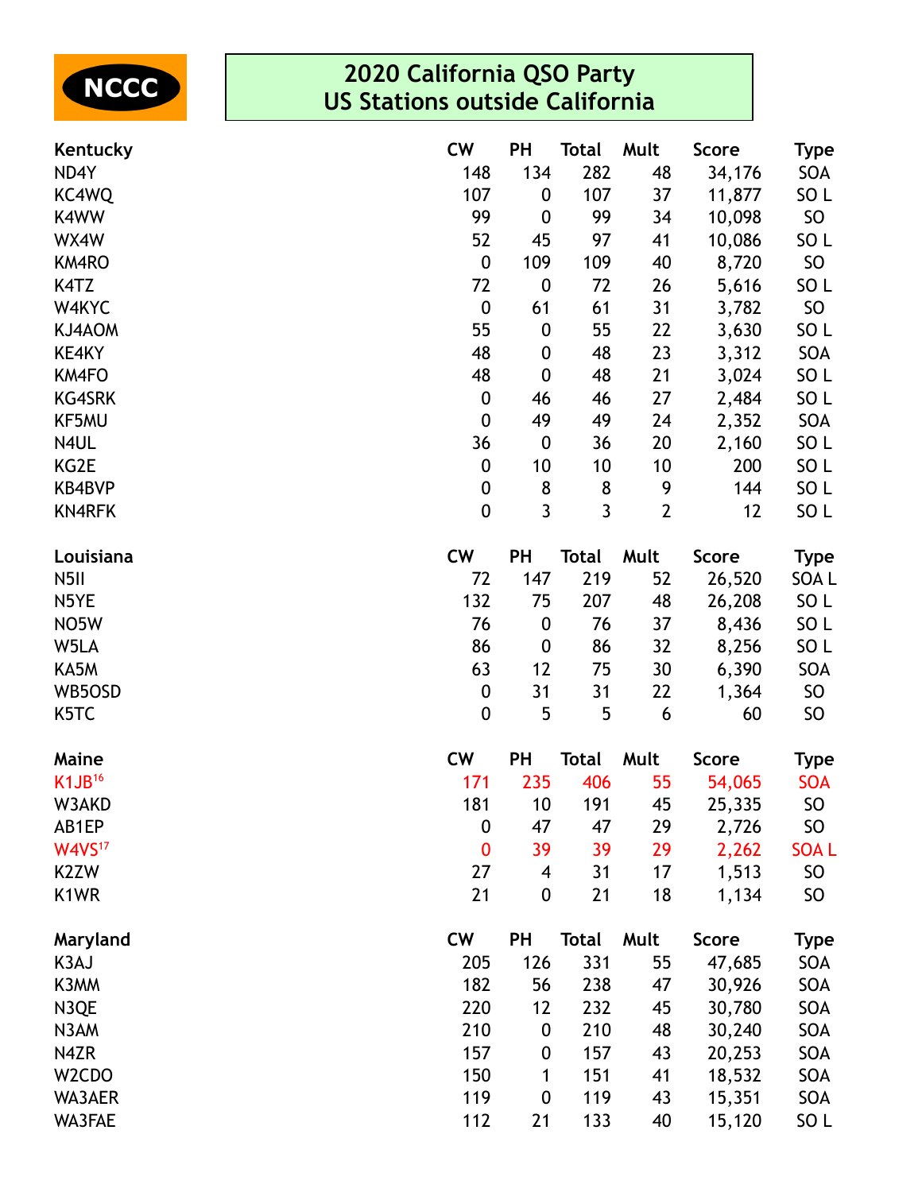NCCC

# 2020 California QSO Party
## US Stations outside California

| Kentucky | CW | PH | Total | Mult | Score | Type |
|---|---|---|---|---|---|---|
| ND4Y | 148 | 134 | 282 | 48 | 34,176 | SOA |
| KC4WQ | 107 | 0 | 107 | 37 | 11,877 | SO L |
| K4WW | 99 | 0 | 99 | 34 | 10,098 | SO |
| WX4W | 52 | 45 | 97 | 41 | 10,086 | SO L |
| KM4RO | 0 | 109 | 109 | 40 | 8,720 | SO |
| K4TZ | 72 | 0 | 72 | 26 | 5,616 | SO L |
| W4KYC | 0 | 61 | 61 | 31 | 3,782 | SO |
| KJ4AOM | 55 | 0 | 55 | 22 | 3,630 | SO L |
| KE4KY | 48 | 0 | 48 | 23 | 3,312 | SOA |
| KM4FO | 48 | 0 | 48 | 21 | 3,024 | SO L |
| KG4SRK | 0 | 46 | 46 | 27 | 2,484 | SO L |
| KF5MU | 0 | 49 | 49 | 24 | 2,352 | SOA |
| N4UL | 36 | 0 | 36 | 20 | 2,160 | SO L |
| KG2E | 0 | 10 | 10 | 10 | 200 | SO L |
| KB4BVP | 0 | 8 | 8 | 9 | 144 | SO L |
| KN4RFK | 0 | 3 | 3 | 2 | 12 | SO L |

| Louisiana | CW | PH | Total | Mult | Score | Type |
|---|---|---|---|---|---|---|
| N5II | 72 | 147 | 219 | 52 | 26,520 | SOA L |
| N5YE | 132 | 75 | 207 | 48 | 26,208 | SO L |
| NO5W | 76 | 0 | 76 | 37 | 8,436 | SO L |
| W5LA | 86 | 0 | 86 | 32 | 8,256 | SO L |
| KA5M | 63 | 12 | 75 | 30 | 6,390 | SOA |
| WB5OSD | 0 | 31 | 31 | 22 | 1,364 | SO |
| K5TC | 0 | 5 | 5 | 6 | 60 | SO |

| Maine | CW | PH | Total | Mult | Score | Type |
|---|---|---|---|---|---|---|
| K1JB[16] | 171 | 235 | 406 | 55 | 54,065 | SOA |
| W3AKD | 181 | 10 | 191 | 45 | 25,335 | SO |
| AB1EP | 0 | 47 | 47 | 29 | 2,726 | SO |
| W4VS[17] | 0 | 39 | 39 | 29 | 2,262 | SOA L |
| K2ZW | 27 | 4 | 31 | 17 | 1,513 | SO |
| K1WR | 21 | 0 | 21 | 18 | 1,134 | SO |

| Maryland | CW | PH | Total | Mult | Score | Type |
|---|---|---|---|---|---|---|
| K3AJ | 205 | 126 | 331 | 55 | 47,685 | SOA |
| K3MM | 182 | 56 | 238 | 47 | 30,926 | SOA |
| N3QE | 220 | 12 | 232 | 45 | 30,780 | SOA |
| N3AM | 210 | 0 | 210 | 48 | 30,240 | SOA |
| N4ZR | 157 | 0 | 157 | 43 | 20,253 | SOA |
| W2CDO | 150 | 1 | 151 | 41 | 18,532 | SOA |
| WA3AER | 119 | 0 | 119 | 43 | 15,351 | SOA |
| WA3FAE | 112 | 21 | 133 | 40 | 15,120 | SO L |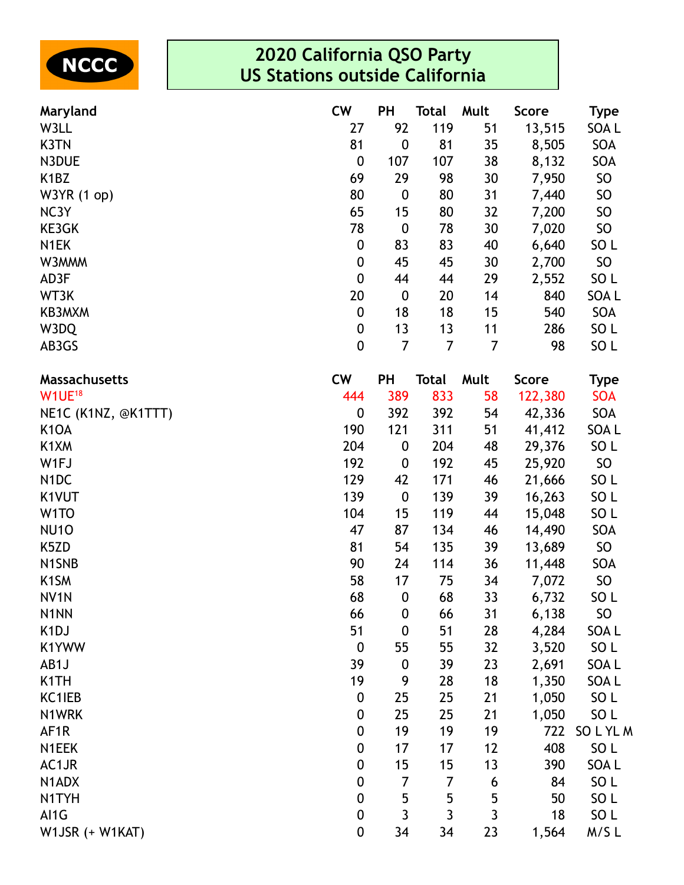NCCC

# 2020 California QSO Party
## US Stations outside California

| Maryland | CW | PH | Total | Mult | Score | Type |
|---|---|---|---|---|---|---|
| W3LL | 27 | 92 | 119 | 51 | 13,515 | SOA L |
| K3TN | 81 | 0 | 81 | 35 | 8,505 | SOA |
| N3DUE | 0 | 107 | 107 | 38 | 8,132 | SOA |
| K1BZ | 69 | 29 | 98 | 30 | 7,950 | SO |
| W3YR (1 op) | 80 | 0 | 80 | 31 | 7,440 | SO |
| NC3Y | 65 | 15 | 80 | 32 | 7,200 | SO |
| KE3GK | 78 | 0 | 78 | 30 | 7,020 | SO |
| N1EK | 0 | 83 | 83 | 40 | 6,640 | SO L |
| W3MMM | 0 | 45 | 45 | 30 | 2,700 | SO |
| AD3F | 0 | 44 | 44 | 29 | 2,552 | SO L |
| WT3K | 20 | 0 | 20 | 14 | 840 | SOA L |
| KB3MXM | 0 | 18 | 18 | 15 | 540 | SOA |
| W3DQ | 0 | 13 | 13 | 11 | 286 | SO L |
| AB3GS | 0 | 7 | 7 | 7 | 98 | SO L |

| Massachusetts | CW | PH | Total | Mult | Score | Type |
|---|---|---|---|---|---|---|
| W1UE[18] | 444 | 389 | 833 | 58 | 122,380 | SOA |
| NE1C (K1NZ, @K1TTT) | 0 | 392 | 392 | 54 | 42,336 | SOA |
| K1OA | 190 | 121 | 311 | 51 | 41,412 | SOA L |
| K1XM | 204 | 0 | 204 | 48 | 29,376 | SO L |
| W1FJ | 192 | 0 | 192 | 45 | 25,920 | SO |
| N1DC | 129 | 42 | 171 | 46 | 21,666 | SO L |
| K1VUT | 139 | 0 | 139 | 39 | 16,263 | SO L |
| W1TO | 104 | 15 | 119 | 44 | 15,048 | SO L |
| NU1O | 47 | 87 | 134 | 46 | 14,490 | SOA |
| K5ZD | 81 | 54 | 135 | 39 | 13,689 | SO |
| N1SNB | 90 | 24 | 114 | 36 | 11,448 | SOA |
| K1SM | 58 | 17 | 75 | 34 | 7,072 | SO |
| NV1N | 68 | 0 | 68 | 33 | 6,732 | SO L |
| N1NN | 66 | 0 | 66 | 31 | 6,138 | SO |
| K1DJ | 51 | 0 | 51 | 28 | 4,284 | SOA L |
| K1YWW | 0 | 55 | 55 | 32 | 3,520 | SO L |
| AB1J | 39 | 0 | 39 | 23 | 2,691 | SOA L |
| K1TH | 19 | 9 | 28 | 18 | 1,350 | SOA L |
| KC1IEB | 0 | 25 | 25 | 21 | 1,050 | SO L |
| N1WRK | 0 | 25 | 25 | 21 | 1,050 | SO L |
| AF1R | 0 | 19 | 19 | 19 | 722 | SO L YL M |
| N1EEK | 0 | 17 | 17 | 12 | 408 | SO L |
| AC1JR | 0 | 15 | 15 | 13 | 390 | SOA L |
| N1ADX | 0 | 7 | 7 | 6 | 84 | SO L |
| N1TYH | 0 | 5 | 5 | 5 | 50 | SO L |
| AI1G | 0 | 3 | 3 | 3 | 18 | SO L |
| W1JSR (+ W1KAT) | 0 | 34 | 34 | 23 | 1,564 | M/S L |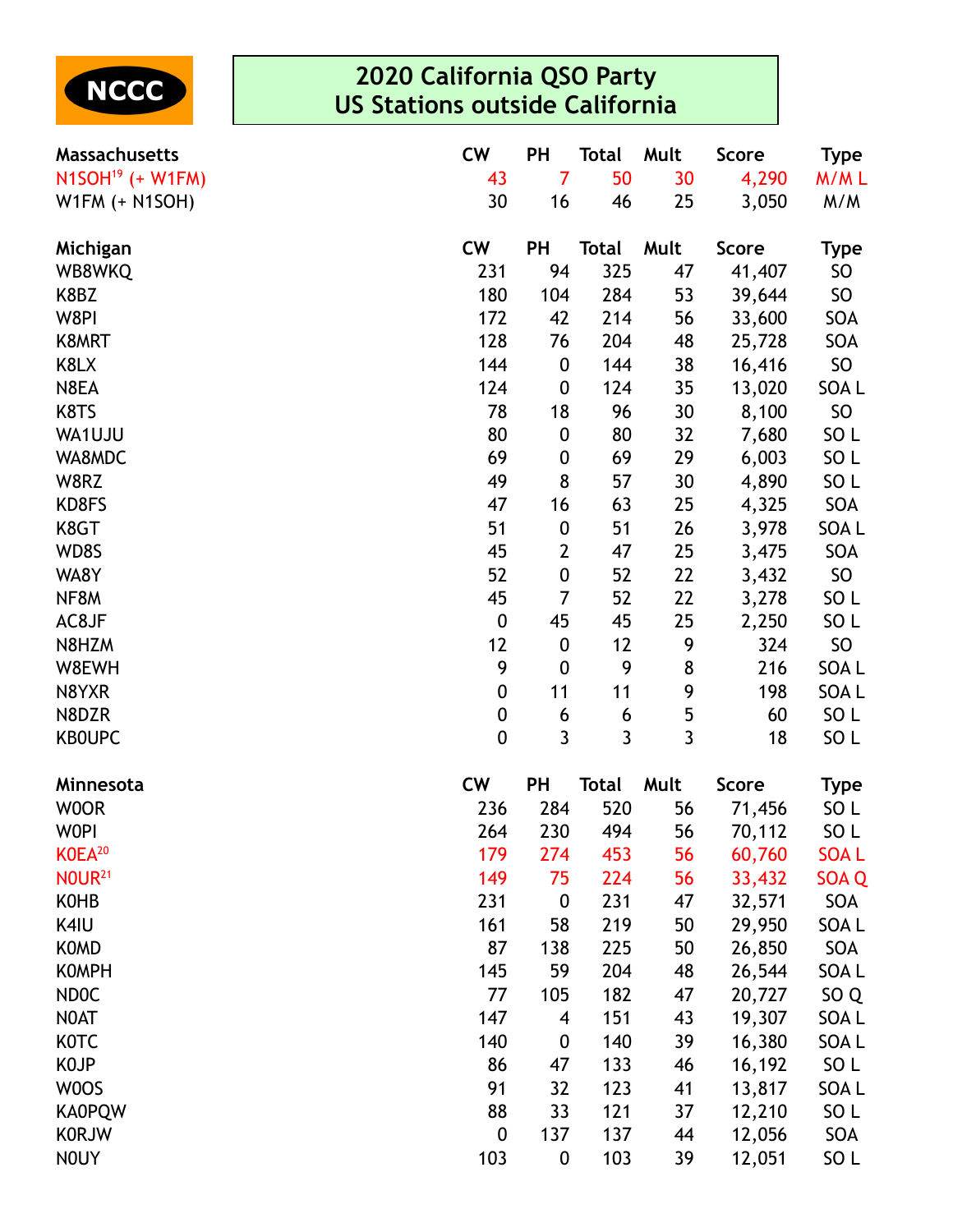NCCC

# 2020 California QSO Party
## US Stations outside California

| Massachusetts | CW | PH | Total | Mult | Score | Type |
|---|---|---|---|---|---|---|
| N1SOH[19] (+ W1FM) | 43 | 7 | 50 | 30 | 4,290 | M/M L |
| W1FM (+ N1SOH) | 30 | 16 | 46 | 25 | 3,050 | M/M |

| Michigan | CW | PH | Total | Mult | Score | Type |
|---|---|---|---|---|---|---|
| WB8WKQ | 231 | 94 | 325 | 47 | 41,407 | SO |
| K8BZ | 180 | 104 | 284 | 53 | 39,644 | SO |
| W8PI | 172 | 42 | 214 | 56 | 33,600 | SOA |
| K8MRT | 128 | 76 | 204 | 48 | 25,728 | SOA |
| K8LX | 144 | 0 | 144 | 38 | 16,416 | SO |
| N8EA | 124 | 0 | 124 | 35 | 13,020 | SOA L |
| K8TS | 78 | 18 | 96 | 30 | 8,100 | SO |
| WA1UJU | 80 | 0 | 80 | 32 | 7,680 | SO L |
| WA8MDC | 69 | 0 | 69 | 29 | 6,003 | SO L |
| W8RZ | 49 | 8 | 57 | 30 | 4,890 | SO L |
| KD8FS | 47 | 16 | 63 | 25 | 4,325 | SOA |
| K8GT | 51 | 0 | 51 | 26 | 3,978 | SOA L |
| WD8S | 45 | 2 | 47 | 25 | 3,475 | SOA |
| WA8Y | 52 | 0 | 52 | 22 | 3,432 | SO |
| NF8M | 45 | 7 | 52 | 22 | 3,278 | SO L |
| AC8JF | 0 | 45 | 45 | 25 | 2,250 | SO L |
| N8HZM | 12 | 0 | 12 | 9 | 324 | SO |
| W8EWH | 9 | 0 | 9 | 8 | 216 | SOA L |
| N8YXR | 0 | 11 | 11 | 9 | 198 | SOA L |
| N8DZR | 0 | 6 | 6 | 5 | 60 | SO L |
| KB0UPC | 0 | 3 | 3 | 3 | 18 | SO L |

| Minnesota | CW | PH | Total | Mult | Score | Type |
|---|---|---|---|---|---|---|
| W0OR | 236 | 284 | 520 | 56 | 71,456 | SO L |
| W0PI | 264 | 230 | 494 | 56 | 70,112 | SO L |
| K0EA[20] | 179 | 274 | 453 | 56 | 60,760 | SOA L |
| N0UR[21] | 149 | 75 | 224 | 56 | 33,432 | SOA Q |
| K0HB | 231 | 0 | 231 | 47 | 32,571 | SOA |
| K4IU | 161 | 58 | 219 | 50 | 29,950 | SOA L |
| K0MD | 87 | 138 | 225 | 50 | 26,850 | SOA |
| K0MPH | 145 | 59 | 204 | 48 | 26,544 | SOA L |
| ND0C | 77 | 105 | 182 | 47 | 20,727 | SO Q |
| N0AT | 147 | 4 | 151 | 43 | 19,307 | SOA L |
| K0TC | 140 | 0 | 140 | 39 | 16,380 | SOA L |
| K0JP | 86 | 47 | 133 | 46 | 16,192 | SO L |
| W0OS | 91 | 32 | 123 | 41 | 13,817 | SOA L |
| KA0PQW | 88 | 33 | 121 | 37 | 12,210 | SO L |
| K0RJW | 0 | 137 | 137 | 44 | 12,056 | SOA |
| N0UY | 103 | 0 | 103 | 39 | 12,051 | SO L |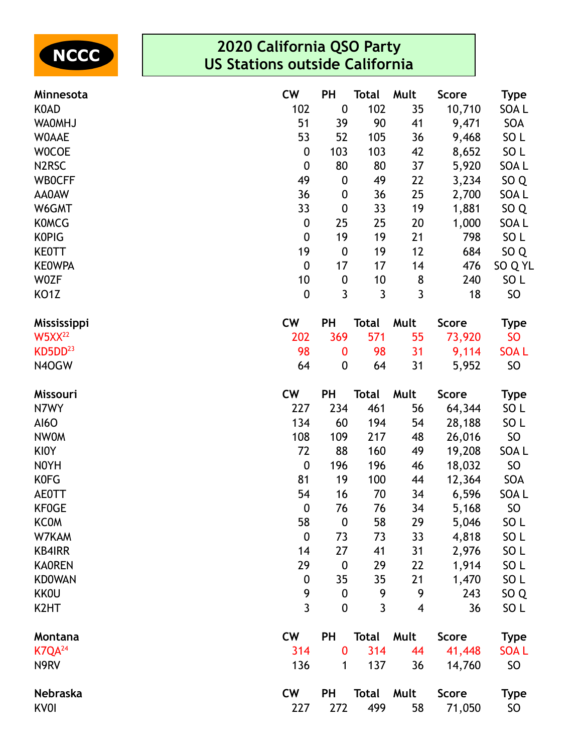# 2020 California QSO Party
## US Stations outside California

| Minnesota | CW | PH | Total | Mult | Score | Type |
|---|---|---|---|---|---|---|
| K0AD | 102 | 0 | 102 | 35 | 10,710 | SOA L |
| WA0MHJ | 51 | 39 | 90 | 41 | 9,471 | SOA |
| W0AAE | 53 | 52 | 105 | 36 | 9,468 | SO L |
| W0COE | 0 | 103 | 103 | 42 | 8,652 | SO L |
| N2RSC | 0 | 80 | 80 | 37 | 5,920 | SOA L |
| WB0CFF | 49 | 0 | 49 | 22 | 3,234 | SO Q |
| AA0AW | 36 | 0 | 36 | 25 | 2,700 | SOA L |
| W6GMT | 33 | 0 | 33 | 19 | 1,881 | SO Q |
| K0MCG | 0 | 25 | 25 | 20 | 1,000 | SOA L |
| K0PIG | 0 | 19 | 19 | 21 | 798 | SO L |
| KE0TT | 19 | 0 | 19 | 12 | 684 | SO Q |
| KE0WPA | 0 | 17 | 17 | 14 | 476 | SO Q YL |
| W0ZF | 10 | 0 | 10 | 8 | 240 | SO L |
| KO1Z | 0 | 3 | 3 | 3 | 18 | SO |

| Mississippi | CW | PH | Total | Mult | Score | Type |
|---|---|---|---|---|---|---|
| W5XX[22] | 202 | 369 | 571 | 55 | 73,920 | SO |
| KD5DD[23] | 98 | 0 | 98 | 31 | 9,114 | SOA L |
| N4OGW | 64 | 0 | 64 | 31 | 5,952 | SO |

| Missouri | CW | PH | Total | Mult | Score | Type |
|---|---|---|---|---|---|---|
| N7WY | 227 | 234 | 461 | 56 | 64,344 | SO L |
| AI6O | 134 | 60 | 194 | 54 | 28,188 | SO L |
| NW0M | 108 | 109 | 217 | 48 | 26,016 | SO |
| KI0Y | 72 | 88 | 160 | 49 | 19,208 | SOA L |
| N0YH | 0 | 196 | 196 | 46 | 18,032 | SO |
| K0FG | 81 | 19 | 100 | 44 | 12,364 | SOA |
| AE0TT | 54 | 16 | 70 | 34 | 6,596 | SOA L |
| KF0GE | 0 | 76 | 76 | 34 | 5,168 | SO |
| KC0M | 58 | 0 | 58 | 29 | 5,046 | SO L |
| W7KAM | 0 | 73 | 73 | 33 | 4,818 | SO L |
| KB4IRR | 14 | 27 | 41 | 31 | 2,976 | SO L |
| KA0REN | 29 | 0 | 29 | 22 | 1,914 | SO L |
| KD0WAN | 0 | 35 | 35 | 21 | 1,470 | SO L |
| KK0U | 9 | 0 | 9 | 9 | 243 | SO Q |
| K2HT | 3 | 0 | 3 | 4 | 36 | SO L |

| Montana | CW | PH | Total | Mult | Score | Type |
|---|---|---|---|---|---|---|
| K7QA[24] | 314 | 0 | 314 | 44 | 41,448 | SOA L |
| N9RV | 136 | 1 | 137 | 36 | 14,760 | SO |

| Nebraska | CW | PH | Total | Mult | Score | Type |
|---|---|---|---|---|---|---|
| KV0I | 227 | 272 | 499 | 58 | 71,050 | SO |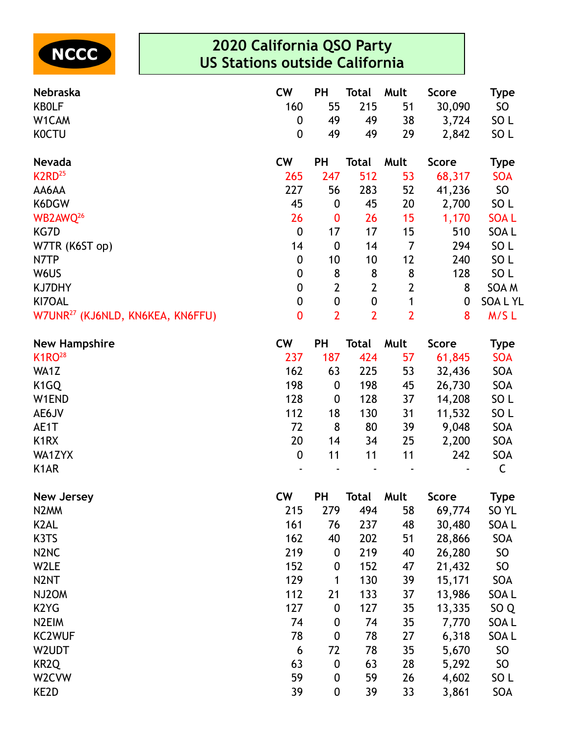NCCC

# 2020 California QSO Party
## US Stations outside California

| Nebraska | CW | PH | Total | Mult | Score | Type |
|---|---|---|---|---|---|---|
| KB0LF | 160 | 55 | 215 | 51 | 30,090 | SO |
| W1CAM | 0 | 49 | 49 | 38 | 3,724 | SO L |
| K0CTU | 0 | 49 | 49 | 29 | 2,842 | SO L |

| Nevada | CW | PH | Total | Mult | Score | Type |
|---|---|---|---|---|---|---|
| K2RD[25] | 265 | 247 | 512 | 53 | 68,317 | SOA |
| AA6AA | 227 | 56 | 283 | 52 | 41,236 | SO |
| K6DGW | 45 | 0 | 45 | 20 | 2,700 | SO L |
| WB2AWQ[26] | 26 | 0 | 26 | 15 | 1,170 | SOA L |
| KG7D | 0 | 17 | 17 | 15 | 510 | SOA L |
| W7TR (K6ST op) | 14 | 0 | 14 | 7 | 294 | SO L |
| N7TP | 0 | 10 | 10 | 12 | 240 | SO L |
| W6US | 0 | 8 | 8 | 8 | 128 | SO L |
| KJ7DHY | 0 | 2 | 2 | 2 | 8 | SOA M |
| KI7OAL | 0 | 0 | 0 | 1 | 0 | SOA L YL |
| W7UNR[27] (KJ6NLD, KN6KEA, KN6FFU) | 0 | 2 | 2 | 2 | 8 | M/S L |

| New Hampshire | CW | PH | Total | Mult | Score | Type |
|---|---|---|---|---|---|---|
| K1RO[28] | 237 | 187 | 424 | 57 | 61,845 | SOA |
| WA1Z | 162 | 63 | 225 | 53 | 32,436 | SOA |
| K1GQ | 198 | 0 | 198 | 45 | 26,730 | SOA |
| W1END | 128 | 0 | 128 | 37 | 14,208 | SO L |
| AE6JV | 112 | 18 | 130 | 31 | 11,532 | SO L |
| AE1T | 72 | 8 | 80 | 39 | 9,048 | SOA |
| K1RX | 20 | 14 | 34 | 25 | 2,200 | SOA |
| WA1ZYX | 0 | 11 | 11 | 11 | 242 | SOA |
| K1AR | - | - | - | - | - | C |

| New Jersey | CW | PH | Total | Mult | Score | Type |
|---|---|---|---|---|---|---|
| N2MM | 215 | 279 | 494 | 58 | 69,774 | SO YL |
| K2AL | 161 | 76 | 237 | 48 | 30,480 | SOA L |
| K3TS | 162 | 40 | 202 | 51 | 28,866 | SOA |
| N2NC | 219 | 0 | 219 | 40 | 26,280 | SO |
| W2LE | 152 | 0 | 152 | 47 | 21,432 | SO |
| N2NT | 129 | 1 | 130 | 39 | 15,171 | SOA |
| NJ2OM | 112 | 21 | 133 | 37 | 13,986 | SOA L |
| K2YG | 127 | 0 | 127 | 35 | 13,335 | SO Q |
| N2EIM | 74 | 0 | 74 | 35 | 7,770 | SOA L |
| KC2WUF | 78 | 0 | 78 | 27 | 6,318 | SOA L |
| W2UDT | 6 | 72 | 78 | 35 | 5,670 | SO |
| KR2Q | 63 | 0 | 63 | 28 | 5,292 | SO |
| W2CVW | 59 | 0 | 59 | 26 | 4,602 | SO L |
| KE2D | 39 | 0 | 39 | 33 | 3,861 | SOA |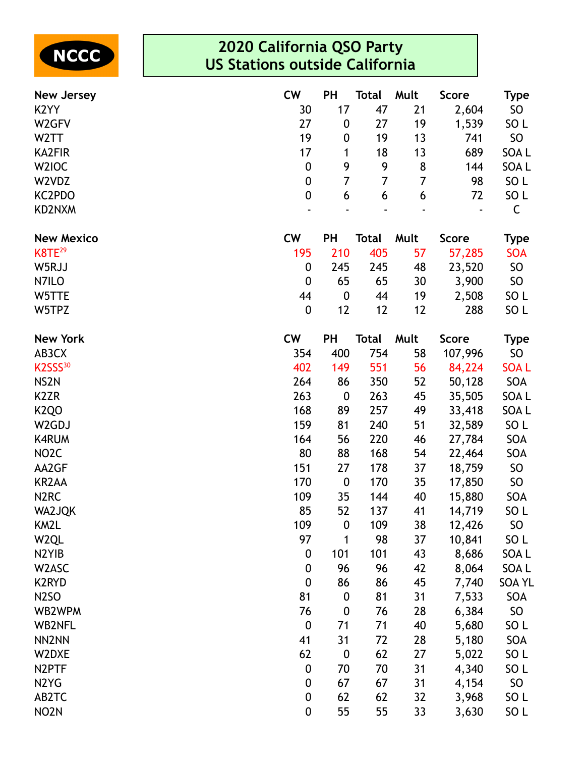NCCC

# 2020 California QSO Party
## US Stations outside California

| New Jersey | CW | PH | Total | Mult | Score | Type |
|---|---|---|---|---|---|---|
| K2YY | 30 | 17 | 47 | 21 | 2,604 | SO |
| W2GFV | 27 | 0 | 27 | 19 | 1,539 | SO L |
| W2TT | 19 | 0 | 19 | 13 | 741 | SO |
| KA2FIR | 17 | 1 | 18 | 13 | 689 | SOA L |
| W2IOC | 0 | 9 | 9 | 8 | 144 | SOA L |
| W2VDZ | 0 | 7 | 7 | 7 | 98 | SO L |
| KC2PDO | 0 | 6 | 6 | 6 | 72 | SO L |
| KD2NXM | - | - | - | - | - | C |

| New Mexico | CW | PH | Total | Mult | Score | Type |
|---|---|---|---|---|---|---|
| K8TE[29] | 195 | 210 | 405 | 57 | 57,285 | SOA |
| W5RJJ | 0 | 245 | 245 | 48 | 23,520 | SO |
| N7ILO | 0 | 65 | 65 | 30 | 3,900 | SO |
| W5TTE | 44 | 0 | 44 | 19 | 2,508 | SO L |
| W5TPZ | 0 | 12 | 12 | 12 | 288 | SO L |

| New York | CW | PH | Total | Mult | Score | Type |
|---|---|---|---|---|---|---|
| AB3CX | 354 | 400 | 754 | 58 | 107,996 | SO |
| K2SSS[30] | 402 | 149 | 551 | 56 | 84,224 | SOA L |
| NS2N | 264 | 86 | 350 | 52 | 50,128 | SOA |
| K2ZR | 263 | 0 | 263 | 45 | 35,505 | SOA L |
| K2QO | 168 | 89 | 257 | 49 | 33,418 | SOA L |
| W2GDJ | 159 | 81 | 240 | 51 | 32,589 | SO L |
| K4RUM | 164 | 56 | 220 | 46 | 27,784 | SOA |
| NO2C | 80 | 88 | 168 | 54 | 22,464 | SOA |
| AA2GF | 151 | 27 | 178 | 37 | 18,759 | SO |
| KR2AA | 170 | 0 | 170 | 35 | 17,850 | SO |
| N2RC | 109 | 35 | 144 | 40 | 15,880 | SOA |
| WA2JQK | 85 | 52 | 137 | 41 | 14,719 | SO L |
| KM2L | 109 | 0 | 109 | 38 | 12,426 | SO |
| W2QL | 97 | 1 | 98 | 37 | 10,841 | SO L |
| N2YIB | 0 | 101 | 101 | 43 | 8,686 | SOA L |
| W2ASC | 0 | 96 | 96 | 42 | 8,064 | SOA L |
| K2RYD | 0 | 86 | 86 | 45 | 7,740 | SOA YL |
| N2SO | 81 | 0 | 81 | 31 | 7,533 | SOA |
| WB2WPM | 76 | 0 | 76 | 28 | 6,384 | SO |
| WB2NFL | 0 | 71 | 71 | 40 | 5,680 | SO L |
| NN2NN | 41 | 31 | 72 | 28 | 5,180 | SOA |
| W2DXE | 62 | 0 | 62 | 27 | 5,022 | SO L |
| N2PTF | 0 | 70 | 70 | 31 | 4,340 | SO L |
| N2YG | 0 | 67 | 67 | 31 | 4,154 | SO |
| AB2TC | 0 | 62 | 62 | 32 | 3,968 | SO L |
| NO2N | 0 | 55 | 55 | 33 | 3,630 | SO L |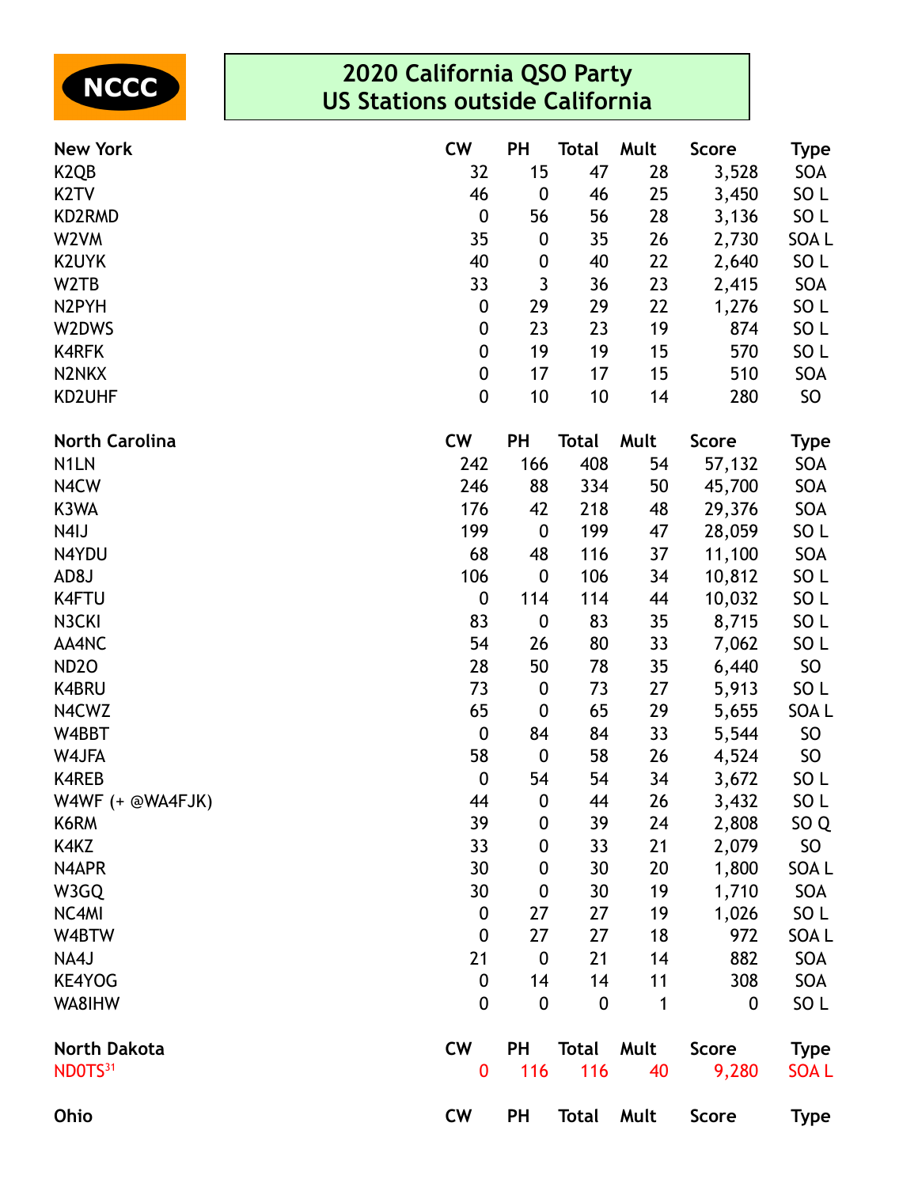NCCC

# 2020 California QSO Party
# US Stations outside California

| New York | CW | PH | Total | Mult | Score | Type |
|---|---|---|---|---|---|---|
| K2QB | 32 | 15 | 47 | 28 | 3,528 | SOA |
| K2TV | 46 | 0 | 46 | 25 | 3,450 | SO L |
| KD2RMD | 0 | 56 | 56 | 28 | 3,136 | SO L |
| W2VM | 35 | 0 | 35 | 26 | 2,730 | SOA L |
| K2UYK | 40 | 0 | 40 | 22 | 2,640 | SO L |
| W2TB | 33 | 3 | 36 | 23 | 2,415 | SOA |
| N2PYH | 0 | 29 | 29 | 22 | 1,276 | SO L |
| W2DWS | 0 | 23 | 23 | 19 | 874 | SO L |
| K4RFK | 0 | 19 | 19 | 15 | 570 | SO L |
| N2NKX | 0 | 17 | 17 | 15 | 510 | SOA |
| KD2UHF | 0 | 10 | 10 | 14 | 280 | SO |

| North Carolina | CW | PH | Total | Mult | Score | Type |
|---|---|---|---|---|---|---|
| N1LN | 242 | 166 | 408 | 54 | 57,132 | SOA |
| N4CW | 246 | 88 | 334 | 50 | 45,700 | SOA |
| K3WA | 176 | 42 | 218 | 48 | 29,376 | SOA |
| N4IJ | 199 | 0 | 199 | 47 | 28,059 | SO L |
| N4YDU | 68 | 48 | 116 | 37 | 11,100 | SOA |
| AD8J | 106 | 0 | 106 | 34 | 10,812 | SO L |
| K4FTU | 0 | 114 | 114 | 44 | 10,032 | SO L |
| N3CKI | 83 | 0 | 83 | 35 | 8,715 | SO L |
| AA4NC | 54 | 26 | 80 | 33 | 7,062 | SO L |
| ND2O | 28 | 50 | 78 | 35 | 6,440 | SO |
| K4BRU | 73 | 0 | 73 | 27 | 5,913 | SO L |
| N4CWZ | 65 | 0 | 65 | 29 | 5,655 | SOA L |
| W4BBT | 0 | 84 | 84 | 33 | 5,544 | SO |
| W4JFA | 58 | 0 | 58 | 26 | 4,524 | SO |
| K4REB | 0 | 54 | 54 | 34 | 3,672 | SO L |
| W4WF (+ @WA4FJK) | 44 | 0 | 44 | 26 | 3,432 | SO L |
| K6RM | 39 | 0 | 39 | 24 | 2,808 | SO Q |
| K4KZ | 33 | 0 | 33 | 21 | 2,079 | SO |
| N4APR | 30 | 0 | 30 | 20 | 1,800 | SOA L |
| W3GQ | 30 | 0 | 30 | 19 | 1,710 | SOA |
| NC4MI | 0 | 27 | 27 | 19 | 1,026 | SO L |
| W4BTW | 0 | 27 | 27 | 18 | 972 | SOA L |
| NA4J | 21 | 0 | 21 | 14 | 882 | SOA |
| KE4YOG | 0 | 14 | 14 | 11 | 308 | SOA |
| WA8IHW | 0 | 0 | 0 | 1 | 0 | SO L |

| North Dakota | CW | PH | Total | Mult | Score | Type |
|---|---|---|---|---|---|---|
| ND0TS[31] | 0 | 116 | 116 | 40 | 9,280 | SOA L |

| Ohio | CW | PH | Total | Mult | Score | Type |
|---|---|---|---|---|---|---|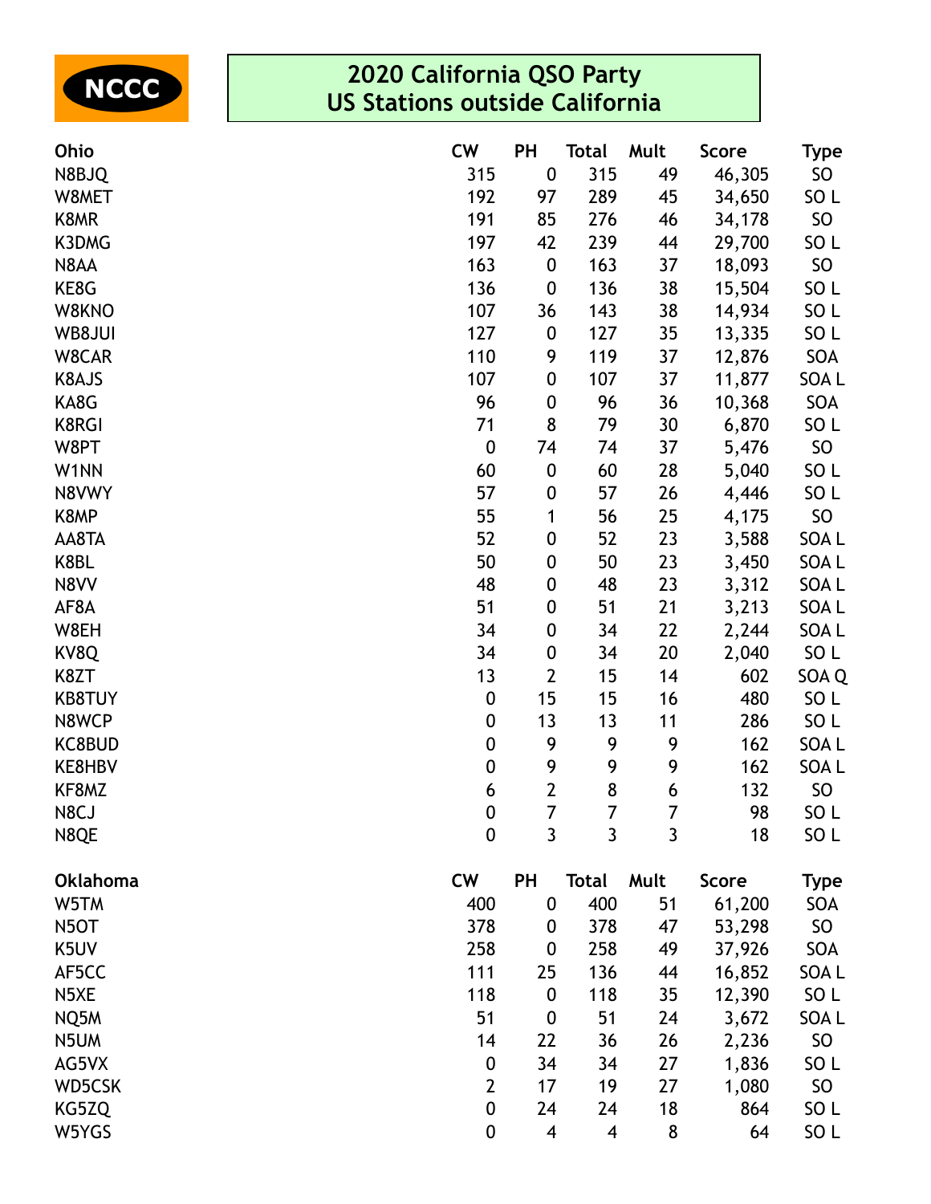NCCC

# 2020 California QSO Party
## US Stations outside California

| Ohio | CW | PH | Total | Mult | Score | Type |
|---|---|---|---|---|---|---|
| N8BJQ | 315 | 0 | 315 | 49 | 46,305 | SO |
| W8MET | 192 | 97 | 289 | 45 | 34,650 | SO L |
| K8MR | 191 | 85 | 276 | 46 | 34,178 | SO |
| K3DMG | 197 | 42 | 239 | 44 | 29,700 | SO L |
| N8AA | 163 | 0 | 163 | 37 | 18,093 | SO |
| KE8G | 136 | 0 | 136 | 38 | 15,504 | SO L |
| W8KNO | 107 | 36 | 143 | 38 | 14,934 | SO L |
| WB8JUI | 127 | 0 | 127 | 35 | 13,335 | SO L |
| W8CAR | 110 | 9 | 119 | 37 | 12,876 | SOA |
| K8AJS | 107 | 0 | 107 | 37 | 11,877 | SOA L |
| KA8G | 96 | 0 | 96 | 36 | 10,368 | SOA |
| K8RGI | 71 | 8 | 79 | 30 | 6,870 | SO L |
| W8PT | 0 | 74 | 74 | 37 | 5,476 | SO |
| W1NN | 60 | 0 | 60 | 28 | 5,040 | SO L |
| N8VWY | 57 | 0 | 57 | 26 | 4,446 | SO L |
| K8MP | 55 | 1 | 56 | 25 | 4,175 | SO |
| AA8TA | 52 | 0 | 52 | 23 | 3,588 | SOA L |
| K8BL | 50 | 0 | 50 | 23 | 3,450 | SOA L |
| N8VV | 48 | 0 | 48 | 23 | 3,312 | SOA L |
| AF8A | 51 | 0 | 51 | 21 | 3,213 | SOA L |
| W8EH | 34 | 0 | 34 | 22 | 2,244 | SOA L |
| KV8Q | 34 | 0 | 34 | 20 | 2,040 | SO L |
| K8ZT | 13 | 2 | 15 | 14 | 602 | SOA Q |
| KB8TUY | 0 | 15 | 15 | 16 | 480 | SO L |
| N8WCP | 0 | 13 | 13 | 11 | 286 | SO L |
| KC8BUD | 0 | 9 | 9 | 9 | 162 | SOA L |
| KE8HBV | 0 | 9 | 9 | 9 | 162 | SOA L |
| KF8MZ | 6 | 2 | 8 | 6 | 132 | SO |
| N8CJ | 0 | 7 | 7 | 7 | 98 | SO L |
| N8QE | 0 | 3 | 3 | 3 | 18 | SO L |

| Oklahoma | CW | PH | Total | Mult | Score | Type |
|---|---|---|---|---|---|---|
| W5TM | 400 | 0 | 400 | 51 | 61,200 | SOA |
| N5OT | 378 | 0 | 378 | 47 | 53,298 | SO |
| K5UV | 258 | 0 | 258 | 49 | 37,926 | SOA |
| AF5CC | 111 | 25 | 136 | 44 | 16,852 | SOA L |
| N5XE | 118 | 0 | 118 | 35 | 12,390 | SO L |
| NQ5M | 51 | 0 | 51 | 24 | 3,672 | SOA L |
| N5UM | 14 | 22 | 36 | 26 | 2,236 | SO |
| AG5VX | 0 | 34 | 34 | 27 | 1,836 | SO L |
| WD5CSK | 2 | 17 | 19 | 27 | 1,080 | SO |
| KG5ZQ | 0 | 24 | 24 | 18 | 864 | SO L |
| W5YGS | 0 | 4 | 4 | 8 | 64 | SO L |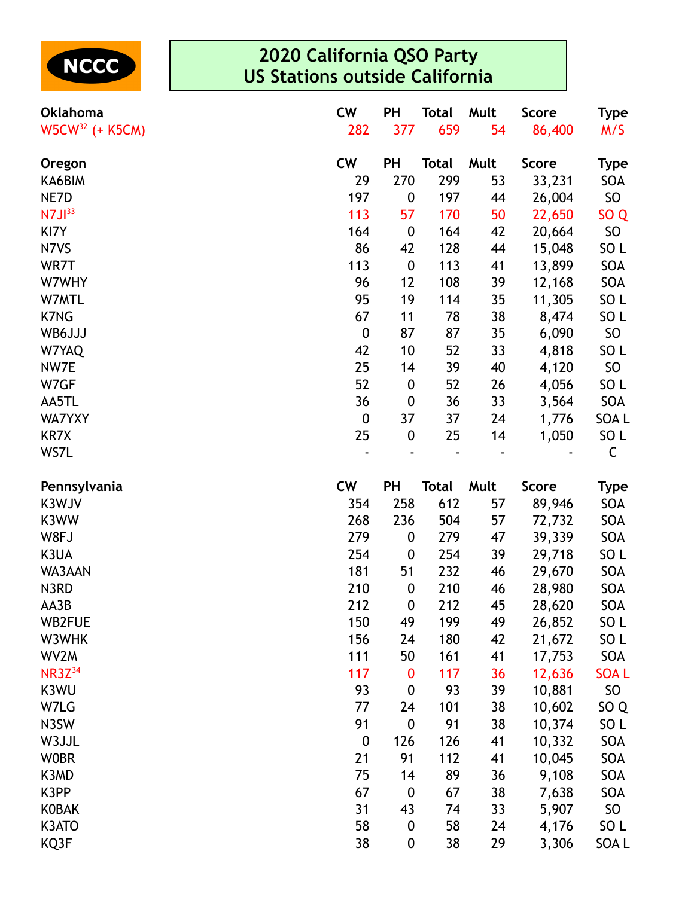NCCC

# 2020 California QSO Party
## US Stations outside California

| Oklahoma | CW | PH | Total | Mult | Score | Type |
|---|---|---|---|---|---|---|
| W5CW[32] (+ K5CM) | 282 | 377 | 659 | 54 | 86,400 | M/S |

| Oregon | CW | PH | Total | Mult | Score | Type |
|---|---|---|---|---|---|---|
| KA6BIM | 29 | 270 | 299 | 53 | 33,231 | SOA |
| NE7D | 197 | 0 | 197 | 44 | 26,004 | SO |
| N7JI[33] | 113 | 57 | 170 | 50 | 22,650 | SO Q |
| KI7Y | 164 | 0 | 164 | 42 | 20,664 | SO |
| N7VS | 86 | 42 | 128 | 44 | 15,048 | SO L |
| WR7T | 113 | 0 | 113 | 41 | 13,899 | SOA |
| W7WHY | 96 | 12 | 108 | 39 | 12,168 | SOA |
| W7MTL | 95 | 19 | 114 | 35 | 11,305 | SO L |
| K7NG | 67 | 11 | 78 | 38 | 8,474 | SO L |
| WB6JJJ | 0 | 87 | 87 | 35 | 6,090 | SO |
| W7YAQ | 42 | 10 | 52 | 33 | 4,818 | SO L |
| NW7E | 25 | 14 | 39 | 40 | 4,120 | SO |
| W7GF | 52 | 0 | 52 | 26 | 4,056 | SO L |
| AA5TL | 36 | 0 | 36 | 33 | 3,564 | SOA |
| WA7YXY | 0 | 37 | 37 | 24 | 1,776 | SOA L |
| KR7X | 25 | 0 | 25 | 14 | 1,050 | SO L |
| WS7L | - | - | - | - | - | C |

| Pennsylvania | CW | PH | Total | Mult | Score | Type |
|---|---|---|---|---|---|---|
| K3WJV | 354 | 258 | 612 | 57 | 89,946 | SOA |
| K3WW | 268 | 236 | 504 | 57 | 72,732 | SOA |
| W8FJ | 279 | 0 | 279 | 47 | 39,339 | SOA |
| K3UA | 254 | 0 | 254 | 39 | 29,718 | SO L |
| WA3AAN | 181 | 51 | 232 | 46 | 29,670 | SOA |
| N3RD | 210 | 0 | 210 | 46 | 28,980 | SOA |
| AA3B | 212 | 0 | 212 | 45 | 28,620 | SOA |
| WB2FUE | 150 | 49 | 199 | 49 | 26,852 | SO L |
| W3WHK | 156 | 24 | 180 | 42 | 21,672 | SO L |
| WV2M | 111 | 50 | 161 | 41 | 17,753 | SOA |
| NR3Z[34] | 117 | 0 | 117 | 36 | 12,636 | SOA L |
| K3WU | 93 | 0 | 93 | 39 | 10,881 | SO |
| W7LG | 77 | 24 | 101 | 38 | 10,602 | SO Q |
| N3SW | 91 | 0 | 91 | 38 | 10,374 | SO L |
| W3JJL | 0 | 126 | 126 | 41 | 10,332 | SOA |
| W0BR | 21 | 91 | 112 | 41 | 10,045 | SOA |
| K3MD | 75 | 14 | 89 | 36 | 9,108 | SOA |
| K3PP | 67 | 0 | 67 | 38 | 7,638 | SOA |
| K0BAK | 31 | 43 | 74 | 33 | 5,907 | SO |
| K3ATO | 58 | 0 | 58 | 24 | 4,176 | SO L |
| KQ3F | 38 | 0 | 38 | 29 | 3,306 | SOA L |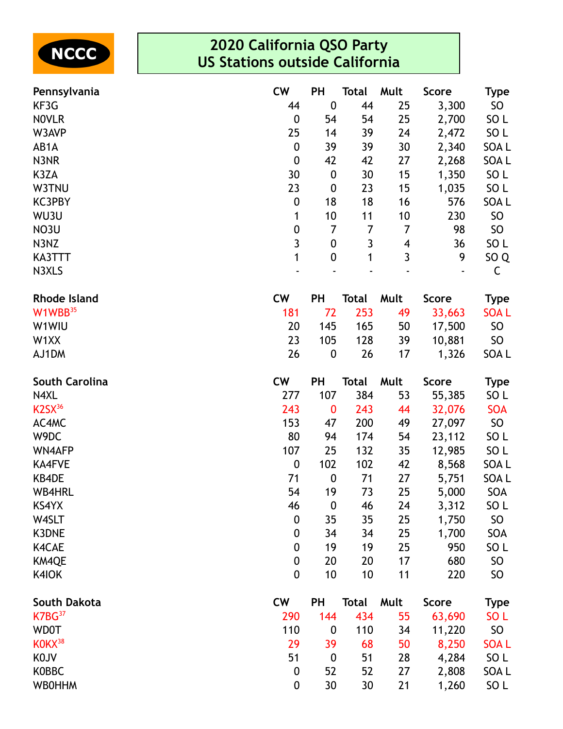NCCC

# 2020 California QSO Party
# US Stations outside California

| Pennsylvania | CW | PH | Total | Mult | Score | Type |
|---|---|---|---|---|---|---|
| KF3G | 44 | 0 | 44 | 25 | 3,300 | SO |
| N0VLR | 0 | 54 | 54 | 25 | 2,700 | SO L |
| W3AVP | 25 | 14 | 39 | 24 | 2,472 | SO L |
| AB1A | 0 | 39 | 39 | 30 | 2,340 | SOA L |
| N3NR | 0 | 42 | 42 | 27 | 2,268 | SOA L |
| K3ZA | 30 | 0 | 30 | 15 | 1,350 | SO L |
| W3TNU | 23 | 0 | 23 | 15 | 1,035 | SO L |
| KC3PBY | 0 | 18 | 18 | 16 | 576 | SOA L |
| WU3U | 1 | 10 | 11 | 10 | 230 | SO |
| NO3U | 0 | 7 | 7 | 7 | 98 | SO |
| N3NZ | 3 | 0 | 3 | 4 | 36 | SO L |
| KA3TTT | 1 | 0 | 1 | 3 | 9 | SO Q |
| N3XLS | - | - | - | - | - | C |

| Rhode Island | CW | PH | Total | Mult | Score | Type |
|---|---|---|---|---|---|---|
| W1WBB[35] | 181 | 72 | 253 | 49 | 33,663 | SOA L |
| W1WIU | 20 | 145 | 165 | 50 | 17,500 | SO |
| W1XX | 23 | 105 | 128 | 39 | 10,881 | SO |
| AJ1DM | 26 | 0 | 26 | 17 | 1,326 | SOA L |

| South Carolina | CW | PH | Total | Mult | Score | Type |
|---|---|---|---|---|---|---|
| N4XL | 277 | 107 | 384 | 53 | 55,385 | SO L |
| K2SX[36] | 243 | 0 | 243 | 44 | 32,076 | SOA |
| AC4MC | 153 | 47 | 200 | 49 | 27,097 | SO |
| W9DC | 80 | 94 | 174 | 54 | 23,112 | SO L |
| WN4AFP | 107 | 25 | 132 | 35 | 12,985 | SO L |
| KA4FVE | 0 | 102 | 102 | 42 | 8,568 | SOA L |
| KB4DE | 71 | 0 | 71 | 27 | 5,751 | SOA L |
| WB4HRL | 54 | 19 | 73 | 25 | 5,000 | SOA |
| KS4YX | 46 | 0 | 46 | 24 | 3,312 | SO L |
| W4SLT | 0 | 35 | 35 | 25 | 1,750 | SO |
| K3DNE | 0 | 34 | 34 | 25 | 1,700 | SOA |
| K4CAE | 0 | 19 | 19 | 25 | 950 | SO L |
| KM4QE | 0 | 20 | 20 | 17 | 680 | SO |
| K4IOK | 0 | 10 | 10 | 11 | 220 | SO |

| South Dakota | CW | PH | Total | Mult | Score | Type |
|---|---|---|---|---|---|---|
| K7BG[37] | 290 | 144 | 434 | 55 | 63,690 | SO L |
| WD0T | 110 | 0 | 110 | 34 | 11,220 | SO |
| K0KX[38] | 29 | 39 | 68 | 50 | 8,250 | SOA L |
| K0JV | 51 | 0 | 51 | 28 | 4,284 | SO L |
| K0BBC | 0 | 52 | 52 | 27 | 2,808 | SOA L |
| WB0HHM | 0 | 30 | 30 | 21 | 1,260 | SO L |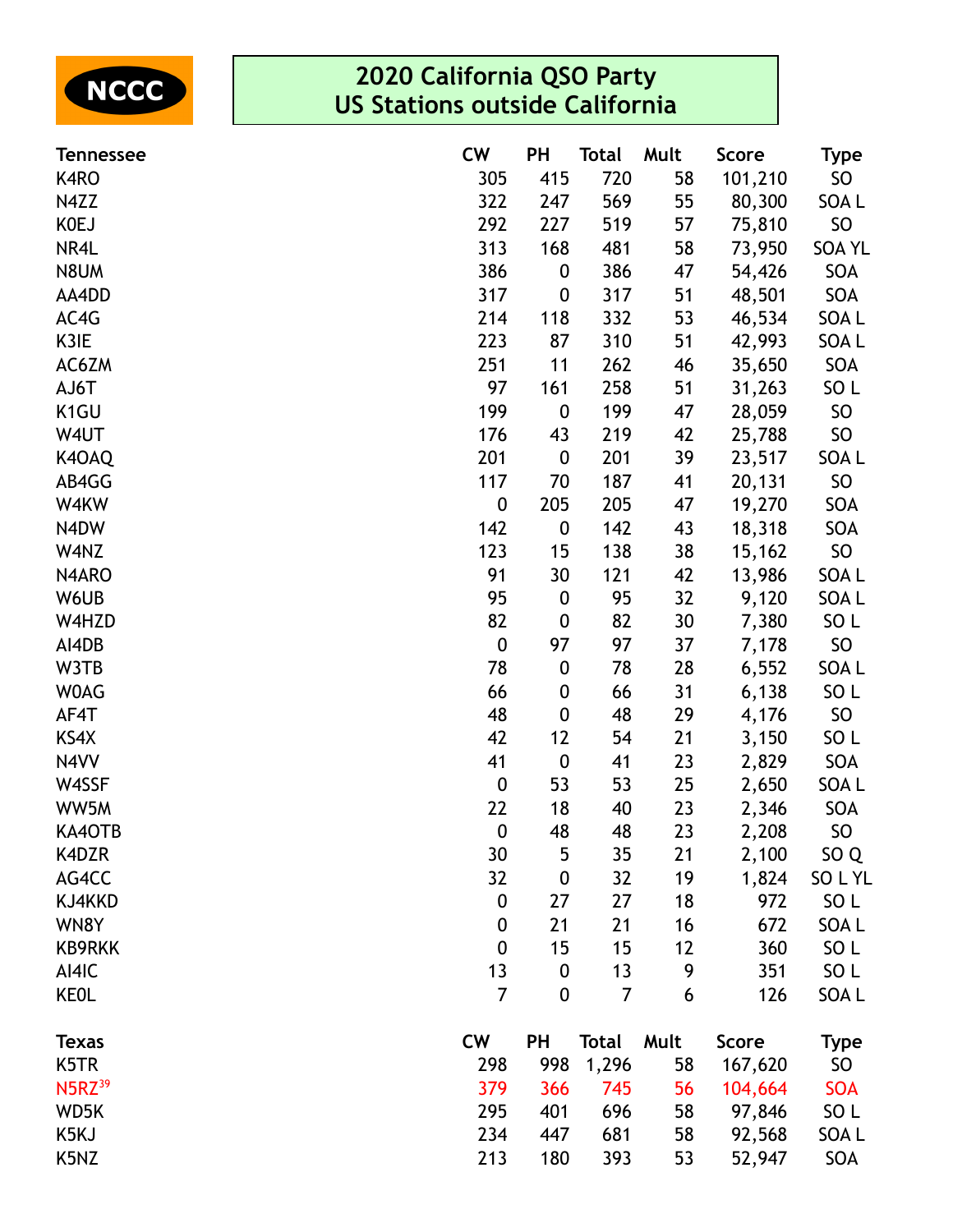NCCC

# 2020 California QSO Party
## US Stations outside California

| Tennessee | CW | PH | Total | Mult | Score | Type |
|---|---|---|---|---|---|---|
| K4RO | 305 | 415 | 720 | 58 | 101,210 | SO |
| N4ZZ | 322 | 247 | 569 | 55 | 80,300 | SOA L |
| K0EJ | 292 | 227 | 519 | 57 | 75,810 | SO |
| NR4L | 313 | 168 | 481 | 58 | 73,950 | SOA YL |
| N8UM | 386 | 0 | 386 | 47 | 54,426 | SOA |
| AA4DD | 317 | 0 | 317 | 51 | 48,501 | SOA |
| AC4G | 214 | 118 | 332 | 53 | 46,534 | SOA L |
| K3IE | 223 | 87 | 310 | 51 | 42,993 | SOA L |
| AC6ZM | 251 | 11 | 262 | 46 | 35,650 | SOA |
| AJ6T | 97 | 161 | 258 | 51 | 31,263 | SO L |
| K1GU | 199 | 0 | 199 | 47 | 28,059 | SO |
| W4UT | 176 | 43 | 219 | 42 | 25,788 | SO |
| K4OAQ | 201 | 0 | 201 | 39 | 23,517 | SOA L |
| AB4GG | 117 | 70 | 187 | 41 | 20,131 | SO |
| W4KW | 0 | 205 | 205 | 47 | 19,270 | SOA |
| N4DW | 142 | 0 | 142 | 43 | 18,318 | SOA |
| W4NZ | 123 | 15 | 138 | 38 | 15,162 | SO |
| N4ARO | 91 | 30 | 121 | 42 | 13,986 | SOA L |
| W6UB | 95 | 0 | 95 | 32 | 9,120 | SOA L |
| W4HZD | 82 | 0 | 82 | 30 | 7,380 | SO L |
| AI4DB | 0 | 97 | 97 | 37 | 7,178 | SO |
| W3TB | 78 | 0 | 78 | 28 | 6,552 | SOA L |
| W0AG | 66 | 0 | 66 | 31 | 6,138 | SO L |
| AF4T | 48 | 0 | 48 | 29 | 4,176 | SO |
| KS4X | 42 | 12 | 54 | 21 | 3,150 | SO L |
| N4VV | 41 | 0 | 41 | 23 | 2,829 | SOA |
| W4SSF | 0 | 53 | 53 | 25 | 2,650 | SOA L |
| WW5M | 22 | 18 | 40 | 23 | 2,346 | SOA |
| KA4OTB | 0 | 48 | 48 | 23 | 2,208 | SO |
| K4DZR | 30 | 5 | 35 | 21 | 2,100 | SO Q |
| AG4CC | 32 | 0 | 32 | 19 | 1,824 | SO L YL |
| KJ4KKD | 0 | 27 | 27 | 18 | 972 | SO L |
| WN8Y | 0 | 21 | 21 | 16 | 672 | SOA L |
| KB9RKK | 0 | 15 | 15 | 12 | 360 | SO L |
| AI4IC | 13 | 0 | 13 | 9 | 351 | SO L |
| KE0L | 7 | 0 | 7 | 6 | 126 | SOA L |

| Texas | CW | PH | Total | Mult | Score | Type |
|---|---|---|---|---|---|---|
| K5TR | 298 | 998 | 1,296 | 58 | 167,620 | SO |
| N5RZ[39] | 379 | 366 | 745 | 56 | 104,664 | SOA |
| WD5K | 295 | 401 | 696 | 58 | 97,846 | SO L |
| K5KJ | 234 | 447 | 681 | 58 | 92,568 | SOA L |
| K5NZ | 213 | 180 | 393 | 53 | 52,947 | SOA |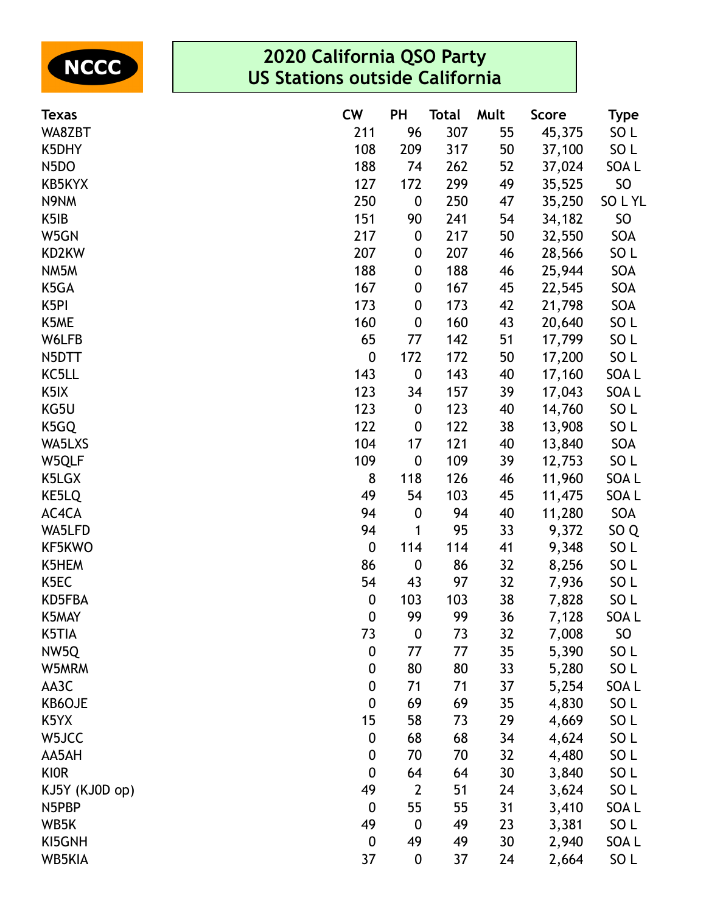NCCC

# 2020 California QSO Party
## US Stations outside California

| Texas | CW | PH | Total | Mult | Score | Type |
|---|---|---|---|---|---|---|
| WA8ZBT | 211 | 96 | 307 | 55 | 45,375 | SO L |
| K5DHY | 108 | 209 | 317 | 50 | 37,100 | SO L |
| N5DO | 188 | 74 | 262 | 52 | 37,024 | SOA L |
| KB5KYX | 127 | 172 | 299 | 49 | 35,525 | SO |
| N9NM | 250 | 0 | 250 | 47 | 35,250 | SO L YL |
| K5IB | 151 | 90 | 241 | 54 | 34,182 | SO |
| W5GN | 217 | 0 | 217 | 50 | 32,550 | SOA |
| KD2KW | 207 | 0 | 207 | 46 | 28,566 | SO L |
| NM5M | 188 | 0 | 188 | 46 | 25,944 | SOA |
| K5GA | 167 | 0 | 167 | 45 | 22,545 | SOA |
| K5PI | 173 | 0 | 173 | 42 | 21,798 | SOA |
| K5ME | 160 | 0 | 160 | 43 | 20,640 | SO L |
| W6LFB | 65 | 77 | 142 | 51 | 17,799 | SO L |
| N5DTT | 0 | 172 | 172 | 50 | 17,200 | SO L |
| KC5LL | 143 | 0 | 143 | 40 | 17,160 | SOA L |
| K5IX | 123 | 34 | 157 | 39 | 17,043 | SOA L |
| KG5U | 123 | 0 | 123 | 40 | 14,760 | SO L |
| K5GQ | 122 | 0 | 122 | 38 | 13,908 | SO L |
| WA5LXS | 104 | 17 | 121 | 40 | 13,840 | SOA |
| W5QLF | 109 | 0 | 109 | 39 | 12,753 | SO L |
| K5LGX | 8 | 118 | 126 | 46 | 11,960 | SOA L |
| KE5LQ | 49 | 54 | 103 | 45 | 11,475 | SOA L |
| AC4CA | 94 | 0 | 94 | 40 | 11,280 | SOA |
| WA5LFD | 94 | 1 | 95 | 33 | 9,372 | SO Q |
| KF5KWO | 0 | 114 | 114 | 41 | 9,348 | SO L |
| K5HEM | 86 | 0 | 86 | 32 | 8,256 | SO L |
| K5EC | 54 | 43 | 97 | 32 | 7,936 | SO L |
| KD5FBA | 0 | 103 | 103 | 38 | 7,828 | SO L |
| K5MAY | 0 | 99 | 99 | 36 | 7,128 | SOA L |
| K5TIA | 73 | 0 | 73 | 32 | 7,008 | SO |
| NW5Q | 0 | 77 | 77 | 35 | 5,390 | SO L |
| W5MRM | 0 | 80 | 80 | 33 | 5,280 | SO L |
| AA3C | 0 | 71 | 71 | 37 | 5,254 | SOA L |
| KB6OJE | 0 | 69 | 69 | 35 | 4,830 | SO L |
| K5YX | 15 | 58 | 73 | 29 | 4,669 | SO L |
| W5JCC | 0 | 68 | 68 | 34 | 4,624 | SO L |
| AA5AH | 0 | 70 | 70 | 32 | 4,480 | SO L |
| KI0R | 0 | 64 | 64 | 30 | 3,840 | SO L |
| KJ5Y (KJ0D op) | 49 | 2 | 51 | 24 | 3,624 | SO L |
| N5PBP | 0 | 55 | 55 | 31 | 3,410 | SOA L |
| WB5K | 49 | 0 | 49 | 23 | 3,381 | SO L |
| KI5GNH | 0 | 49 | 49 | 30 | 2,940 | SOA L |
| WB5KIA | 37 | 0 | 37 | 24 | 2,664 | SO L |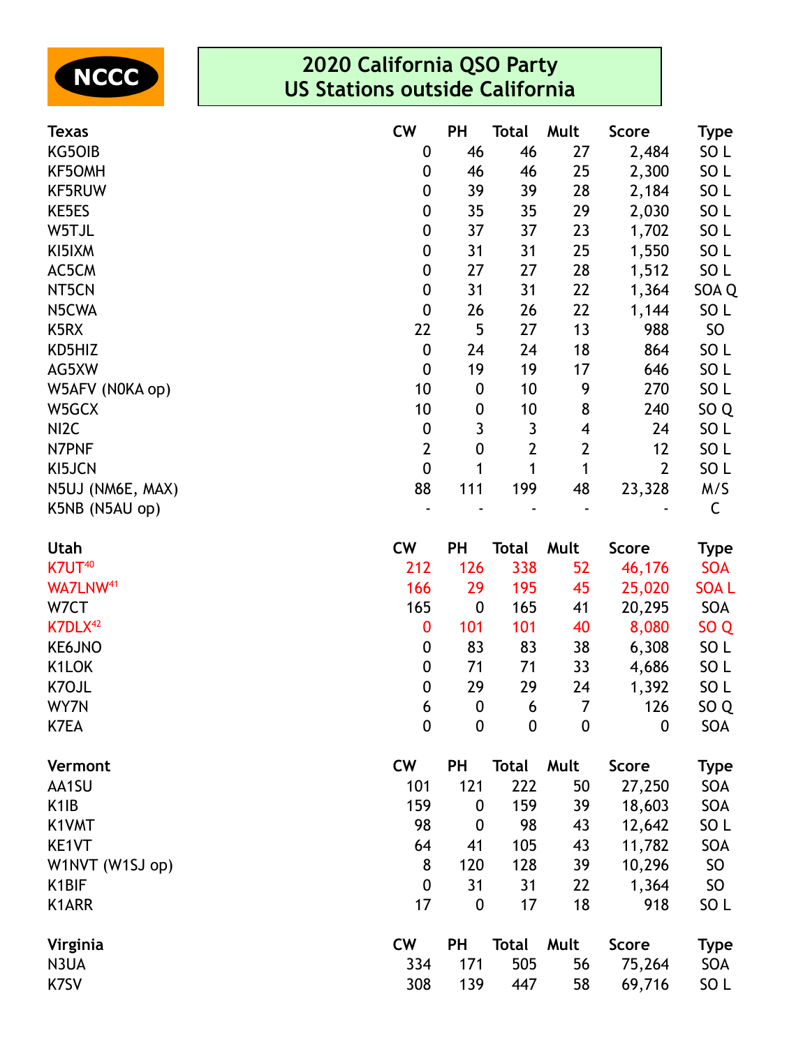NCCC

# 2020 California QSO Party
## US Stations outside California

| Texas | CW | PH | Total | Mult | Score | Type |
|---|---|---|---|---|---|---|
| KG5OIB | 0 | 46 | 46 | 27 | 2,484 | SO L |
| KF5OMH | 0 | 46 | 46 | 25 | 2,300 | SO L |
| KF5RUW | 0 | 39 | 39 | 28 | 2,184 | SO L |
| KE5ES | 0 | 35 | 35 | 29 | 2,030 | SO L |
| W5TJL | 0 | 37 | 37 | 23 | 1,702 | SO L |
| KI5IXM | 0 | 31 | 31 | 25 | 1,550 | SO L |
| AC5CM | 0 | 27 | 27 | 28 | 1,512 | SO L |
| NT5CN | 0 | 31 | 31 | 22 | 1,364 | SOA Q |
| N5CWA | 0 | 26 | 26 | 22 | 1,144 | SO L |
| K5RX | 22 | 5 | 27 | 13 | 988 | SO |
| KD5HIZ | 0 | 24 | 24 | 18 | 864 | SO L |
| AG5XW | 0 | 19 | 19 | 17 | 646 | SO L |
| W5AFV (N0KA op) | 10 | 0 | 10 | 9 | 270 | SO L |
| W5GCX | 10 | 0 | 10 | 8 | 240 | SO Q |
| NI2C | 0 | 3 | 3 | 4 | 24 | SO L |
| N7PNF | 2 | 0 | 2 | 2 | 12 | SO L |
| KI5JCN | 0 | 1 | 1 | 1 | 2 | SO L |
| N5UJ (NM6E, MAX) | 88 | 111 | 199 | 48 | 23,328 | M/S |
| K5NB (N5AU op) | - | - | - | - | - | C |

| Utah | CW | PH | Total | Mult | Score | Type |
|---|---|---|---|---|---|---|
| K7UT[40] | 212 | 126 | 338 | 52 | 46,176 | SOA |
| WA7LNW[41] | 166 | 29 | 195 | 45 | 25,020 | SOA L |
| W7CT | 165 | 0 | 165 | 41 | 20,295 | SOA |
| K7DLX[42] | 0 | 101 | 101 | 40 | 8,080 | SO Q |
| KE6JNO | 0 | 83 | 83 | 38 | 6,308 | SO L |
| K1LOK | 0 | 71 | 71 | 33 | 4,686 | SO L |
| K7OJL | 0 | 29 | 29 | 24 | 1,392 | SO L |
| WY7N | 6 | 0 | 6 | 7 | 126 | SO Q |
| K7EA | 0 | 0 | 0 | 0 | 0 | SOA |

| Vermont | CW | PH | Total | Mult | Score | Type |
|---|---|---|---|---|---|---|
| AA1SU | 101 | 121 | 222 | 50 | 27,250 | SOA |
| K1IB | 159 | 0 | 159 | 39 | 18,603 | SOA |
| K1VMT | 98 | 0 | 98 | 43 | 12,642 | SO L |
| KE1VT | 64 | 41 | 105 | 43 | 11,782 | SOA |
| W1NVT (W1SJ op) | 8 | 120 | 128 | 39 | 10,296 | SO |
| K1BIF | 0 | 31 | 31 | 22 | 1,364 | SO |
| K1ARR | 17 | 0 | 17 | 18 | 918 | SO L |

| Virginia | CW | PH | Total | Mult | Score | Type |
|---|---|---|---|---|---|---|
| N3UA | 334 | 171 | 505 | 56 | 75,264 | SOA |
| K7SV | 308 | 139 | 447 | 58 | 69,716 | SO L |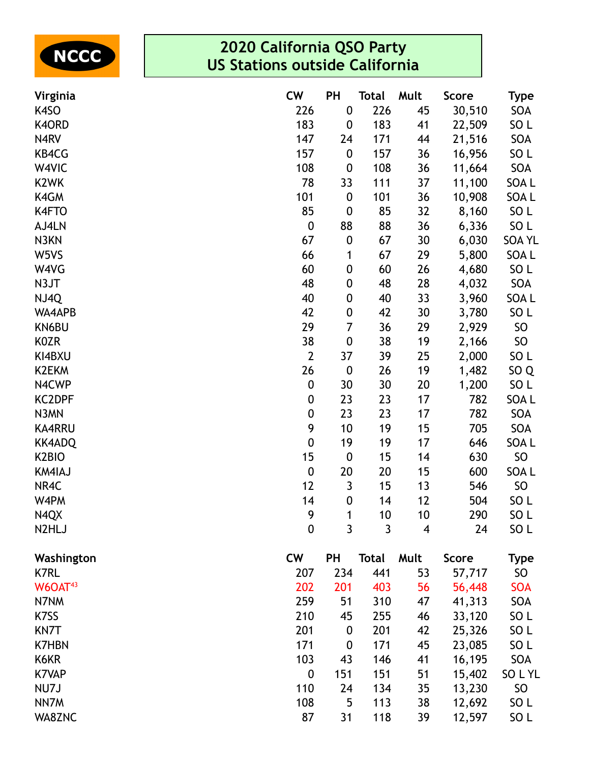NCCC

# 2020 California QSO Party
## US Stations outside California

| Virginia | CW | PH | Total | Mult | Score | Type |
|---|---|---|---|---|---|---|
| K4SO | 226 | 0 | 226 | 45 | 30,510 | SOA |
| K4ORD | 183 | 0 | 183 | 41 | 22,509 | SO L |
| N4RV | 147 | 24 | 171 | 44 | 21,516 | SOA |
| KB4CG | 157 | 0 | 157 | 36 | 16,956 | SO L |
| W4VIC | 108 | 0 | 108 | 36 | 11,664 | SOA |
| K2WK | 78 | 33 | 111 | 37 | 11,100 | SOA L |
| K4GM | 101 | 0 | 101 | 36 | 10,908 | SOA L |
| K4FTO | 85 | 0 | 85 | 32 | 8,160 | SO L |
| AJ4LN | 0 | 88 | 88 | 36 | 6,336 | SO L |
| N3KN | 67 | 0 | 67 | 30 | 6,030 | SOA YL |
| W5VS | 66 | 1 | 67 | 29 | 5,800 | SOA L |
| W4VG | 60 | 0 | 60 | 26 | 4,680 | SO L |
| N3JT | 48 | 0 | 48 | 28 | 4,032 | SOA |
| NJ4Q | 40 | 0 | 40 | 33 | 3,960 | SOA L |
| WA4APB | 42 | 0 | 42 | 30 | 3,780 | SO L |
| KN6BU | 29 | 7 | 36 | 29 | 2,929 | SO |
| K0ZR | 38 | 0 | 38 | 19 | 2,166 | SO |
| KI4BXU | 2 | 37 | 39 | 25 | 2,000 | SO L |
| K2EKM | 26 | 0 | 26 | 19 | 1,482 | SO Q |
| N4CWP | 0 | 30 | 30 | 20 | 1,200 | SO L |
| KC2DPF | 0 | 23 | 23 | 17 | 782 | SOA L |
| N3MN | 0 | 23 | 23 | 17 | 782 | SOA |
| KA4RRU | 9 | 10 | 19 | 15 | 705 | SOA |
| KK4ADQ | 0 | 19 | 19 | 17 | 646 | SOA L |
| K2BIO | 15 | 0 | 15 | 14 | 630 | SO |
| KM4IAJ | 0 | 20 | 20 | 15 | 600 | SOA L |
| NR4C | 12 | 3 | 15 | 13 | 546 | SO |
| W4PM | 14 | 0 | 14 | 12 | 504 | SO L |
| N4QX | 9 | 1 | 10 | 10 | 290 | SO L |
| N2HLJ | 0 | 3 | 3 | 4 | 24 | SO L |

| Washington | CW | PH | Total | Mult | Score | Type |
|---|---|---|---|---|---|---|
| K7RL | 207 | 234 | 441 | 53 | 57,717 | SO |
| W6OAT[43] | 202 | 201 | 403 | 56 | 56,448 | SOA |
| N7NM | 259 | 51 | 310 | 47 | 41,313 | SOA |
| K7SS | 210 | 45 | 255 | 46 | 33,120 | SO L |
| KN7T | 201 | 0 | 201 | 42 | 25,326 | SO L |
| K7HBN | 171 | 0 | 171 | 45 | 23,085 | SO L |
| K6KR | 103 | 43 | 146 | 41 | 16,195 | SOA |
| K7VAP | 0 | 151 | 151 | 51 | 15,402 | SO L YL |
| NU7J | 110 | 24 | 134 | 35 | 13,230 | SO |
| NN7M | 108 | 5 | 113 | 38 | 12,692 | SO L |
| WA8ZNC | 87 | 31 | 118 | 39 | 12,597 | SO L |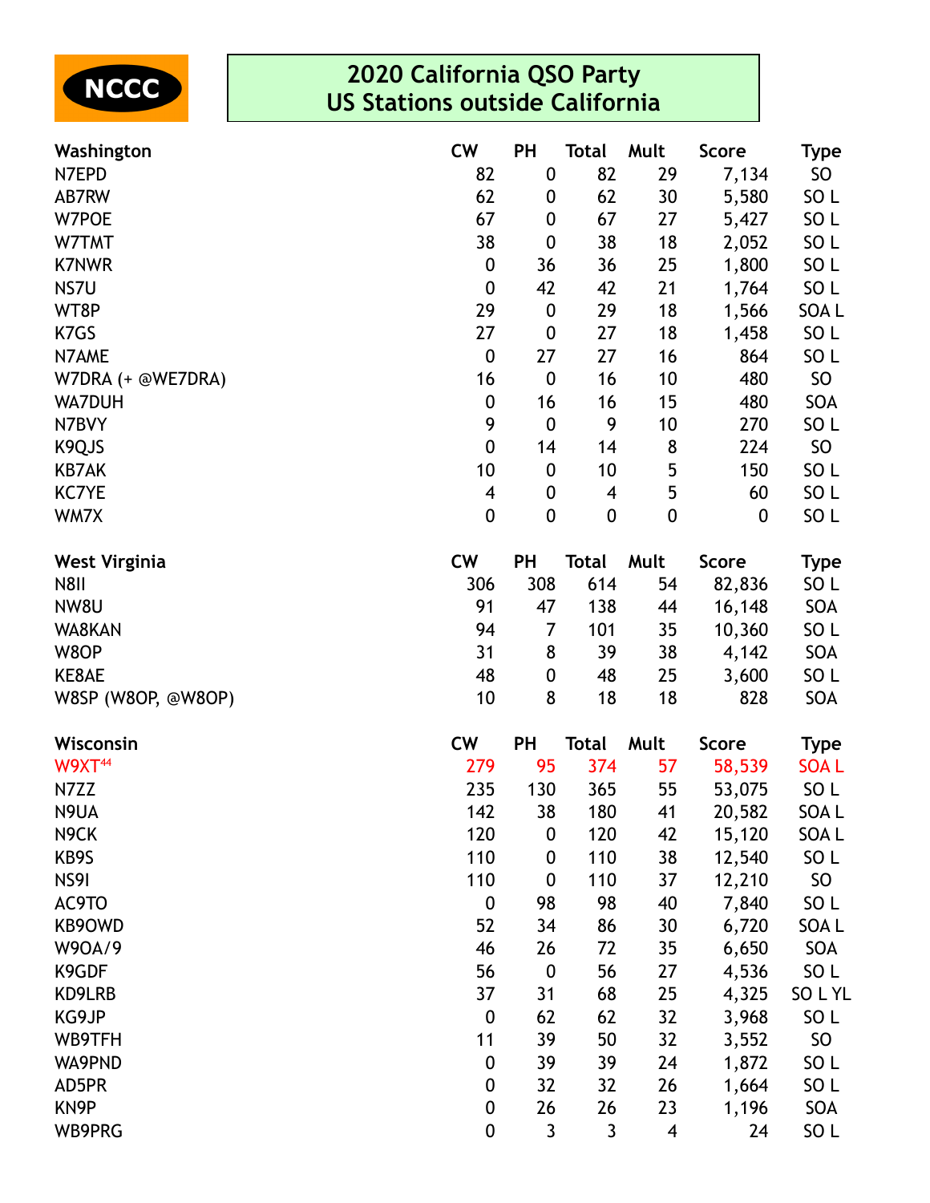NCCC

# 2020 California QSO Party
## US Stations outside California

| Washington | CW | PH | Total | Mult | Score | Type |
|---|---|---|---|---|---|---|
| N7EPD | 82 | 0 | 82 | 29 | 7,134 | SO |
| AB7RW | 62 | 0 | 62 | 30 | 5,580 | SO L |
| W7POE | 67 | 0 | 67 | 27 | 5,427 | SO L |
| W7TMT | 38 | 0 | 38 | 18 | 2,052 | SO L |
| K7NWR | 0 | 36 | 36 | 25 | 1,800 | SO L |
| NS7U | 0 | 42 | 42 | 21 | 1,764 | SO L |
| WT8P | 29 | 0 | 29 | 18 | 1,566 | SOA L |
| K7GS | 27 | 0 | 27 | 18 | 1,458 | SO L |
| N7AME | 0 | 27 | 27 | 16 | 864 | SO L |
| W7DRA (+ @WE7DRA) | 16 | 0 | 16 | 10 | 480 | SO |
| WA7DUH | 0 | 16 | 16 | 15 | 480 | SOA |
| N7BVY | 9 | 0 | 9 | 10 | 270 | SO L |
| K9QJS | 0 | 14 | 14 | 8 | 224 | SO |
| KB7AK | 10 | 0 | 10 | 5 | 150 | SO L |
| KC7YE | 4 | 0 | 4 | 5 | 60 | SO L |
| WM7X | 0 | 0 | 0 | 0 | 0 | SO L |

| West Virginia | CW | PH | Total | Mult | Score | Type |
|---|---|---|---|---|---|---|
| N8II | 306 | 308 | 614 | 54 | 82,836 | SO L |
| NW8U | 91 | 47 | 138 | 44 | 16,148 | SOA |
| WA8KAN | 94 | 7 | 101 | 35 | 10,360 | SO L |
| W8OP | 31 | 8 | 39 | 38 | 4,142 | SOA |
| KE8AE | 48 | 0 | 48 | 25 | 3,600 | SO L |
| W8SP (W8OP, @W8OP) | 10 | 8 | 18 | 18 | 828 | SOA |

| Wisconsin | CW | PH | Total | Mult | Score | Type |
|---|---|---|---|---|---|---|
| W9XT[44] | 279 | 95 | 374 | 57 | 58,539 | SOA L |
| N7ZZ | 235 | 130 | 365 | 55 | 53,075 | SO L |
| N9UA | 142 | 38 | 180 | 41 | 20,582 | SOA L |
| N9CK | 120 | 0 | 120 | 42 | 15,120 | SOA L |
| KB9S | 110 | 0 | 110 | 38 | 12,540 | SO L |
| NS9I | 110 | 0 | 110 | 37 | 12,210 | SO |
| AC9TO | 0 | 98 | 98 | 40 | 7,840 | SO L |
| KB9OWD | 52 | 34 | 86 | 30 | 6,720 | SOA L |
| W9OA/9 | 46 | 26 | 72 | 35 | 6,650 | SOA |
| K9GDF | 56 | 0 | 56 | 27 | 4,536 | SO L |
| KD9LRB | 37 | 31 | 68 | 25 | 4,325 | SO L YL |
| KG9JP | 0 | 62 | 62 | 32 | 3,968 | SO L |
| WB9TFH | 11 | 39 | 50 | 32 | 3,552 | SO |
| WA9PND | 0 | 39 | 39 | 24 | 1,872 | SO L |
| AD5PR | 0 | 32 | 32 | 26 | 1,664 | SO L |
| KN9P | 0 | 26 | 26 | 23 | 1,196 | SOA |
| WB9PRG | 0 | 3 | 3 | 4 | 24 | SO L |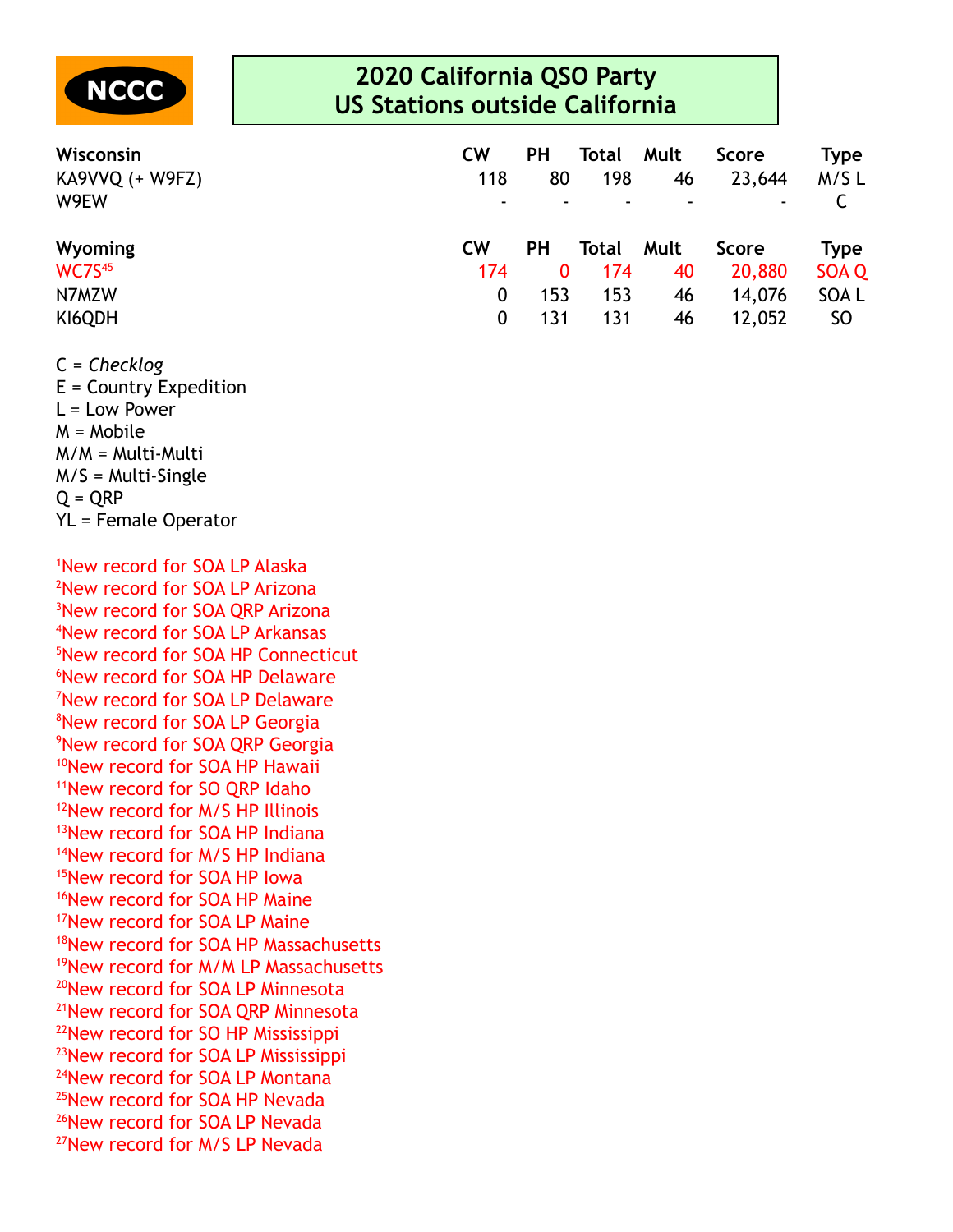NCCC

# 2020 California QSO Party
## US Stations outside California

| Wisconsin | CW | PH | Total | Mult | Score | Type |
|---|---|---|---|---|---|---|
| KA9VVQ (+ W9FZ) | 118 | 80 | 198 | 46 | 23,644 | M/S L |
| W9EW | - | - | - | - | - | C |

| Wyoming | CW | PH | Total | Mult | Score | Type |
|---|---|---|---|---|---|---|
| WC7S[45] | 174 | 0 | 174 | 40 | 20,880 | SOA Q |
| N7MZW | 0 | 153 | 153 | 46 | 14,076 | SOA L |
| KI6QDH | 0 | 131 | 131 | 46 | 12,052 | SO |

C = *Checklog*
E = Country Expedition
L = Low Power
M = Mobile
M/M = Multi-Multi
M/S = Multi-Single
Q = QRP
YL = Female Operator

[1]New record for SOA LP Alaska
[2]New record for SOA LP Arizona
[3]New record for SOA QRP Arizona
[4]New record for SOA LP Arkansas
[5]New record for SOA HP Connecticut
[6]New record for SOA HP Delaware
[7]New record for SOA LP Delaware
[8]New record for SOA LP Georgia
[9]New record for SOA QRP Georgia
[10]New record for SOA HP Hawaii
[11]New record for SO QRP Idaho
[12]New record for M/S HP Illinois
[13]New record for SOA HP Indiana
[14]New record for M/S HP Indiana
[15]New record for SOA HP Iowa
[16]New record for SOA HP Maine
[17]New record for SOA LP Maine
[18]New record for SOA HP Massachusetts
[19]New record for M/M LP Massachusetts
[20]New record for SOA LP Minnesota
[21]New record for SOA QRP Minnesota
[22]New record for SO HP Mississippi
[23]New record for SOA LP Mississippi
[24]New record for SOA LP Montana
[25]New record for SOA HP Nevada
[26]New record for SOA LP Nevada
[27]New record for M/S LP Nevada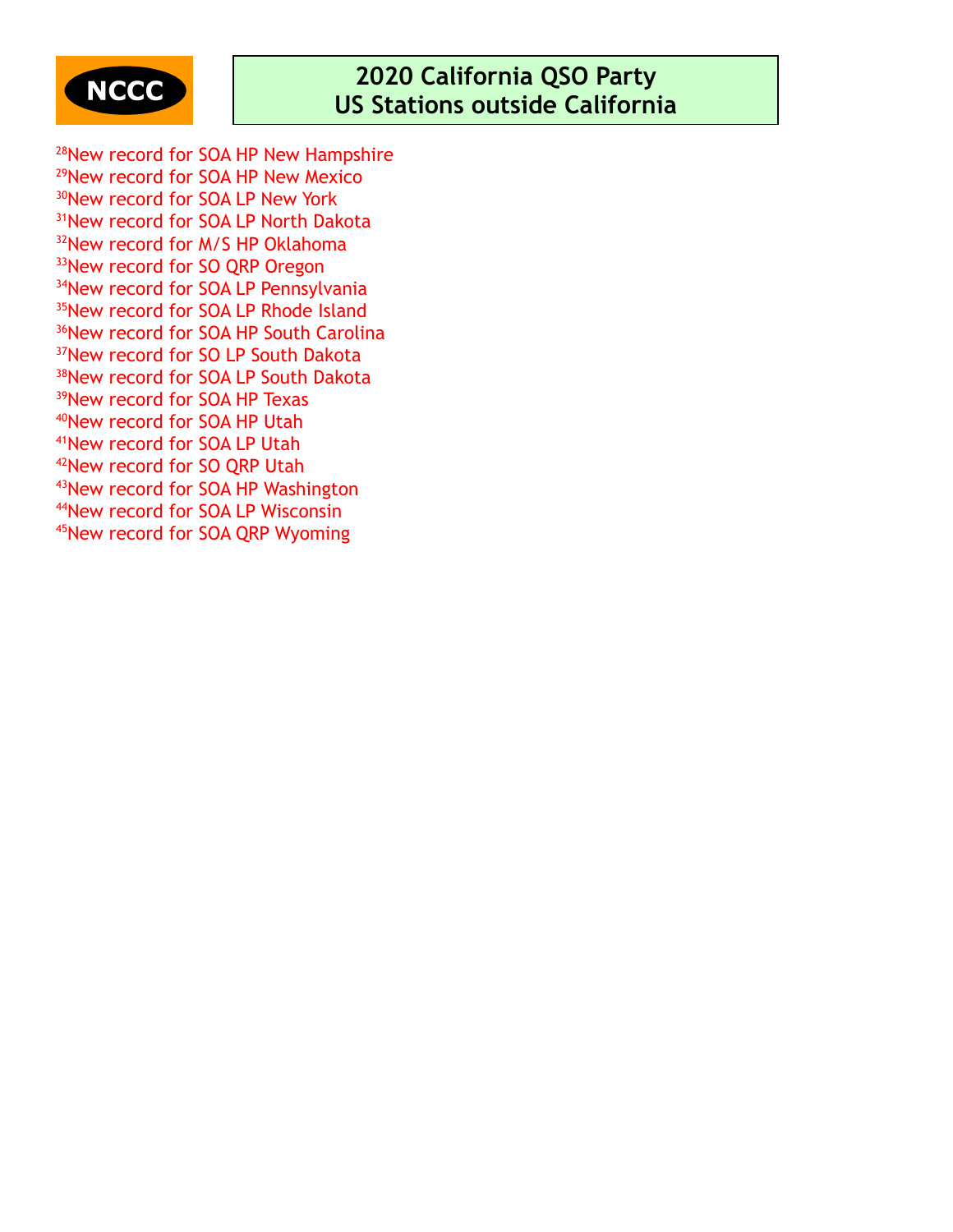# 2020 California QSO Party
## US Stations outside California

[28]New record for SOA HP New Hampshire
[29]New record for SOA HP New Mexico
[30]New record for SOA LP New York
[31]New record for SOA LP North Dakota
[32]New record for M/S HP Oklahoma
[33]New record for SO QRP Oregon
[34]New record for SOA LP Pennsylvania
[35]New record for SOA LP Rhode Island
[36]New record for SOA HP South Carolina
[37]New record for SO LP South Dakota
[38]New record for SOA LP South Dakota
[39]New record for SOA HP Texas
[40]New record for SOA HP Utah
[41]New record for SOA LP Utah
[42]New record for SO QRP Utah
[43]New record for SOA HP Washington
[44]New record for SOA LP Wisconsin
[45]New record for SOA QRP Wyoming